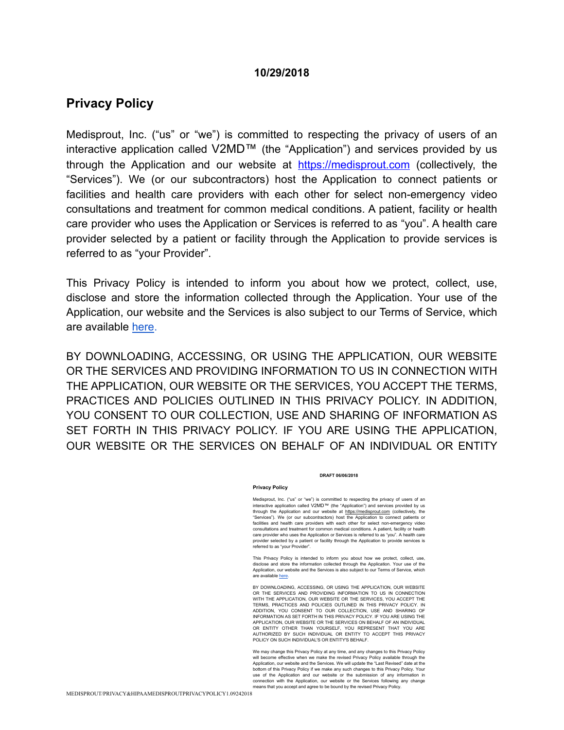**10/29/2018**

## Privacy Policy

Medisprout, Inc. ("us" or "we") is committed to respecting the privacy of users of an interactive application called V2MD™ (the "Application") and services provided by us through the Application and our website at [https://medisprout.com](https://medisprout.com) (collectively, the "Services"). We (or our subcontractors) host the Application to connect patients or facilities and health care providers with each other for select non-emergency video consultations and treatment for common medical conditions. A patient, facility or health care provider who uses the Application or Services is referred to as "you". A health care provider selected by a patient or facility through the Application to provide services is referred to as "your Provider".

This Privacy Policy is intended to inform you about how we protect, collect, use, disclose and store the information collected through the Application. Your use of the Application, our website and the Services is also subject to our Terms of Service, which are available here.

BY DOWNLOADING, ACCESSING, OR USING THE APPLICATION, OUR WEBSITE OR THE SERVICES AND PROVIDING INFORMATION TO US IN CONNECTION WITH THE APPLICATION, OUR WEBSITE OR THE SERVICES, YOU ACCEPT THE TERMS, PRACTICES AND POLICIES OUTLINED IN THIS PRIVACY POLICY. IN ADDITION, YOU CONSENT TO OUR COLLECTION, USE AND SHARING OF INFORMATION AS SET FORTH IN THIS PRIVACY POLICY. IF YOU ARE USING THE APPLICATION, OUR WEBSITE OR THE SERVICES ON BEHALF OF AN INDIVIDUAL OR ENTITY

**DRAFT 06/06/2018**

**Privacy Policy**

Medisprout, Inc. ("us" or "we") is committed to respecting the privacy of users of an interactive application called V2MD™ (the "Application") and services provided by us through the Application and our website at https://medisprout.com (collectively, the "Services"). We (or our subcontractors) host the Application to connect patients or facilities and health care providers with each other for select non-emergency video consultations and treatment for common medical conditions. A patient, facility or health care provider who uses the Application or Services is referred to as "you". A health care provider selected by a patient or facility through the Application to provide services is referred to as "your Provider".

This Privacy Policy is intended to inform you about how we protect, collect, use, disclose and store the information collected through the Application. Your use of the Application, our website and the Services is also subject to our Terms of Service, which are available here.

BY DOWNLOADING, ACCESSING, OR USING THE APPLICATION, OUR WEBSITE OR THE SERVICES AND PROVIDING INFORMATION TO US IN CONNECTION WITH THE APPLICATION, OUR WEBSITE OR THE SERVICES, YOU ACCEPT THE TERMS, PRACTICES AND POLICIES OUTLINED IN THIS PRIVACY POLICY. IN ADDITION, YOU CONSENT TO OUR COLLECTION, USE AND SHARING OF INFORMATION AS SET FORTH IN THIS PRIVACY POLICY. IF YOU ARE USING THE APPLICATION, OUR WEBSITE OR THE SERVICES ON BEHALF OF AN INDIVIDUAL OR ENTITY OTHER THAN YOURSELF, YOU REPRESENT THAT YOU ARE AUTHORIZED BY SUCH INDIVIDUAL OR ENTITY TO ACCEPT THIS PRIVACY POLICY ON SUCH INDIVIDUAL'S OR ENTITY'S BEHALF.

We may change this Privacy Policy at any time, and any changes to this Privacy Policy will become effective when we make the revised Privacy Policy available through the Application, our website and the Services. We will update the "Last Revised" date at the bottom of this Privacy Policy if we make any such changes to this Privacy Policy. Your use of the Application and our website or the submission of any information in connection with the Application, our website or the Services following any change means that you accept and agree to be bound by the revised Privacy Policy.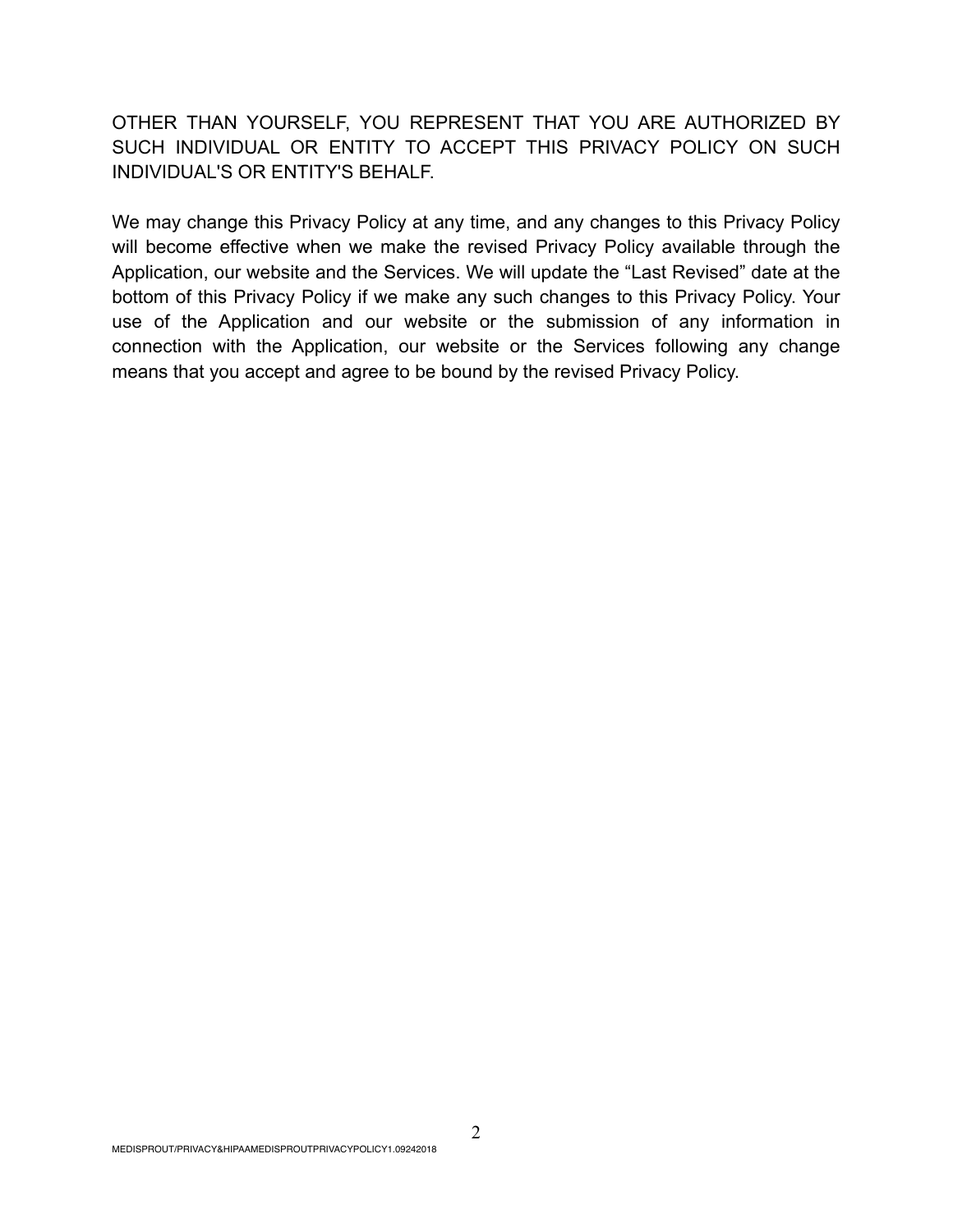OTHER THAN YOURSELF, YOU REPRESENT THAT YOU ARE AUTHORIZED BY SUCH INDIVIDUAL OR ENTITY TO ACCEPT THIS PRIVACY POLICY ON SUCH INDIVIDUAL'S OR ENTITY'S BEHALF.

We may change this Privacy Policy at any time, and any changes to this Privacy Policy will become effective when we make the revised Privacy Policy available through the Application, our website and the Services. We will update the "Last Revised" date at the bottom of this Privacy Policy if we make any such changes to this Privacy Policy. Your use of the Application and our website or the submission of any information in connection with the Application, our website or the Services following any change means that you accept and agree to be bound by the revised Privacy Policy.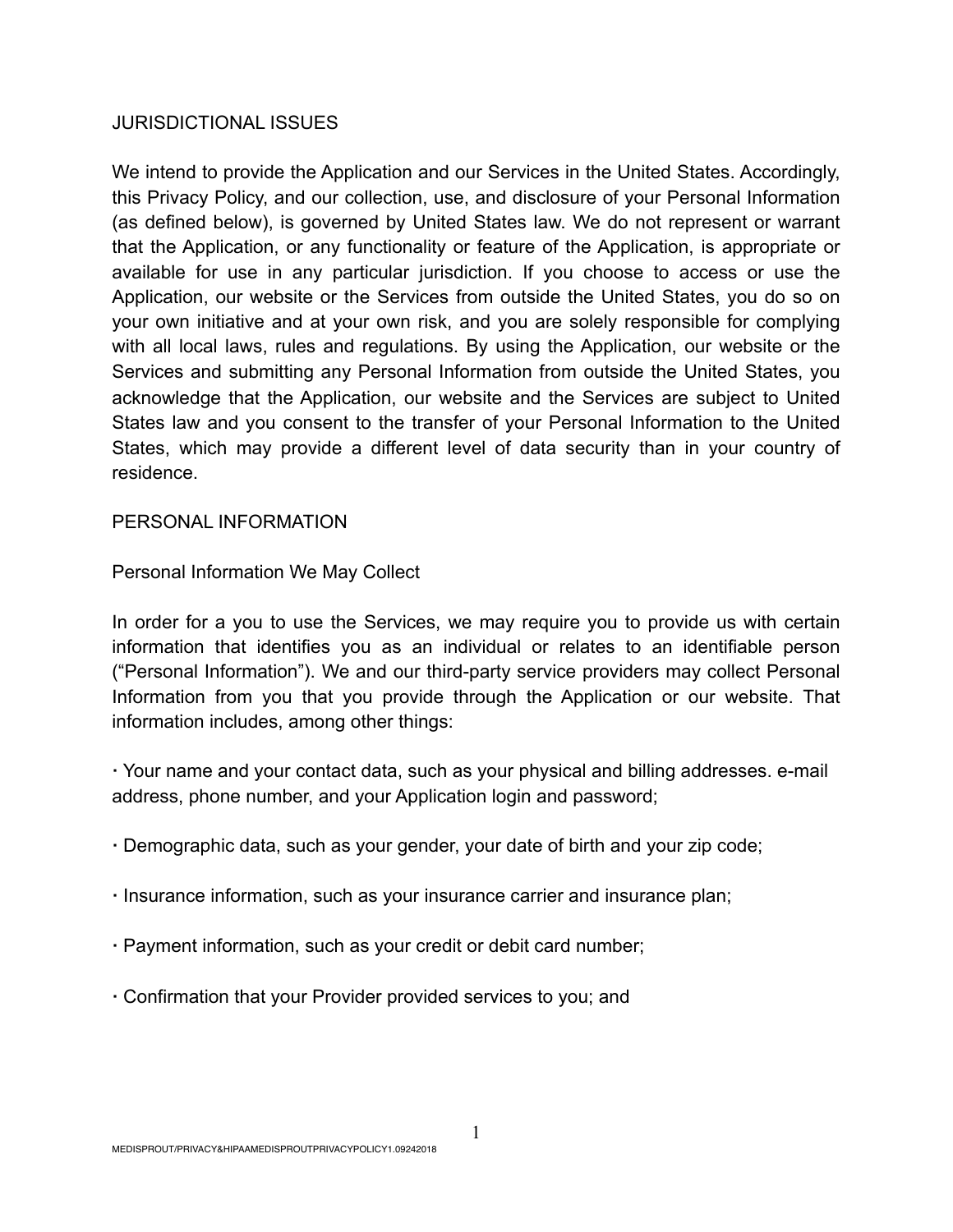## JURISDICTIONAL ISSUES

We intend to provide the Application and our Services in the United States. Accordingly, this Privacy Policy, and our collection, use, and disclosure of your Personal Information (as defined below), is governed by United States law. We do not represent or warrant that the Application, or any functionality or feature of the Application, is appropriate or available for use in any particular jurisdiction. If you choose to access or use the Application, our website or the Services from outside the United States, you do so on your own initiative and at your own risk, and you are solely responsible for complying with all local laws, rules and regulations. By using the Application, our website or the Services and submitting any Personal Information from outside the United States, you acknowledge that the Application, our website and the Services are subject to United States law and you consent to the transfer of your Personal Information to the United States, which may provide a different level of data security than in your country of residence.

## PERSONAL INFORMATION

### Personal Information We May Collect

In order for a you to use the Services, we may require you to provide us with certain information that identifies you as an individual or relates to an identifiable person ("Personal Information"). We and our third-party service providers may collect Personal Information from you that you provide through the Application or our website. That information includes, among other things:

- Your name and your contact data, such as your physical and billing addresses. e-mail address, phone number, and your Application login and password;

- Demographic data, such as your gender, your date of birth and your zip code;

- Insurance information, such as your insurance carrier and insurance plan;

- Payment information, such as your credit or debit card number;

- Confirmation that your Provider provided services to you; and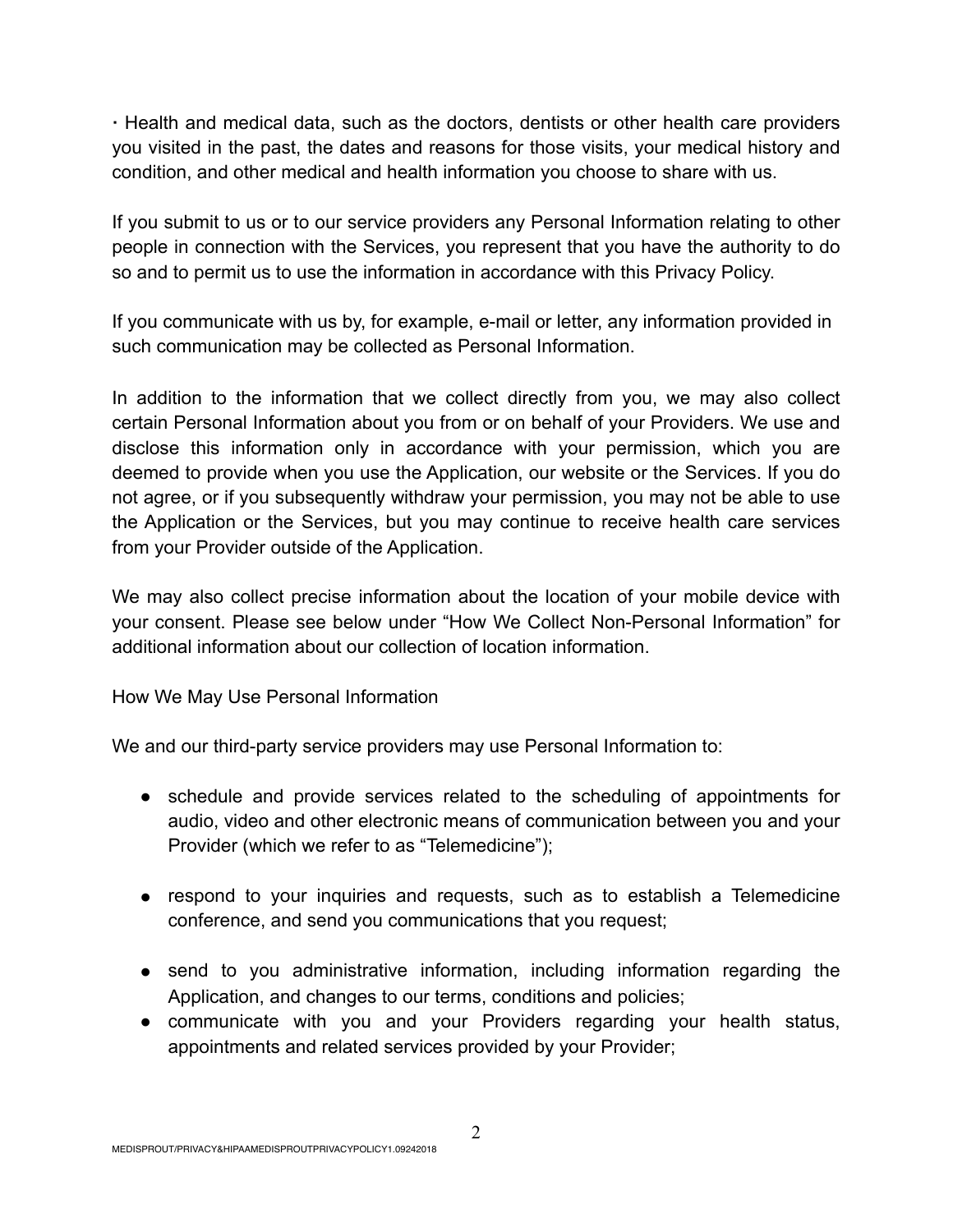· Health and medical data, such as the doctors, dentists or other health care providers you visited in the past, the dates and reasons for those visits, your medical history and condition, and other medical and health information you choose to share with us.

If you submit to us or to our service providers any Personal Information relating to other people in connection with the Services, you represent that you have the authority to do so and to permit us to use the information in accordance with this Privacy Policy.

If you communicate with us by, for example, e-mail or letter, any information provided in such communication may be collected as Personal Information.

In addition to the information that we collect directly from you, we may also collect certain Personal Information about you from or on behalf of your Providers. We use and disclose this information only in accordance with your permission, which you are deemed to provide when you use the Application, our website or the Services. If you do not agree, or if you subsequently withdraw your permission, you may not be able to use the Application or the Services, but you may continue to receive health care services from your Provider outside of the Application.

We may also collect precise information about the location of your mobile device with your consent. Please see below under "How We Collect Non-Personal Information" for additional information about our collection of location information.

## How We May Use Personal Information

We and our third-party service providers may use Personal Information to:

- schedule and provide services related to the scheduling of appointments for audio, video and other electronic means of communication between you and your Provider (which we refer to as "Telemedicine");

- respond to your inquiries and requests, such as to establish a Telemedicine conference, and send you communications that you request;

- send to you administrative information, including information regarding the Application, and changes to our terms, conditions and policies;
- communicate with you and your Providers regarding your health status, appointments and related services provided by your Provider;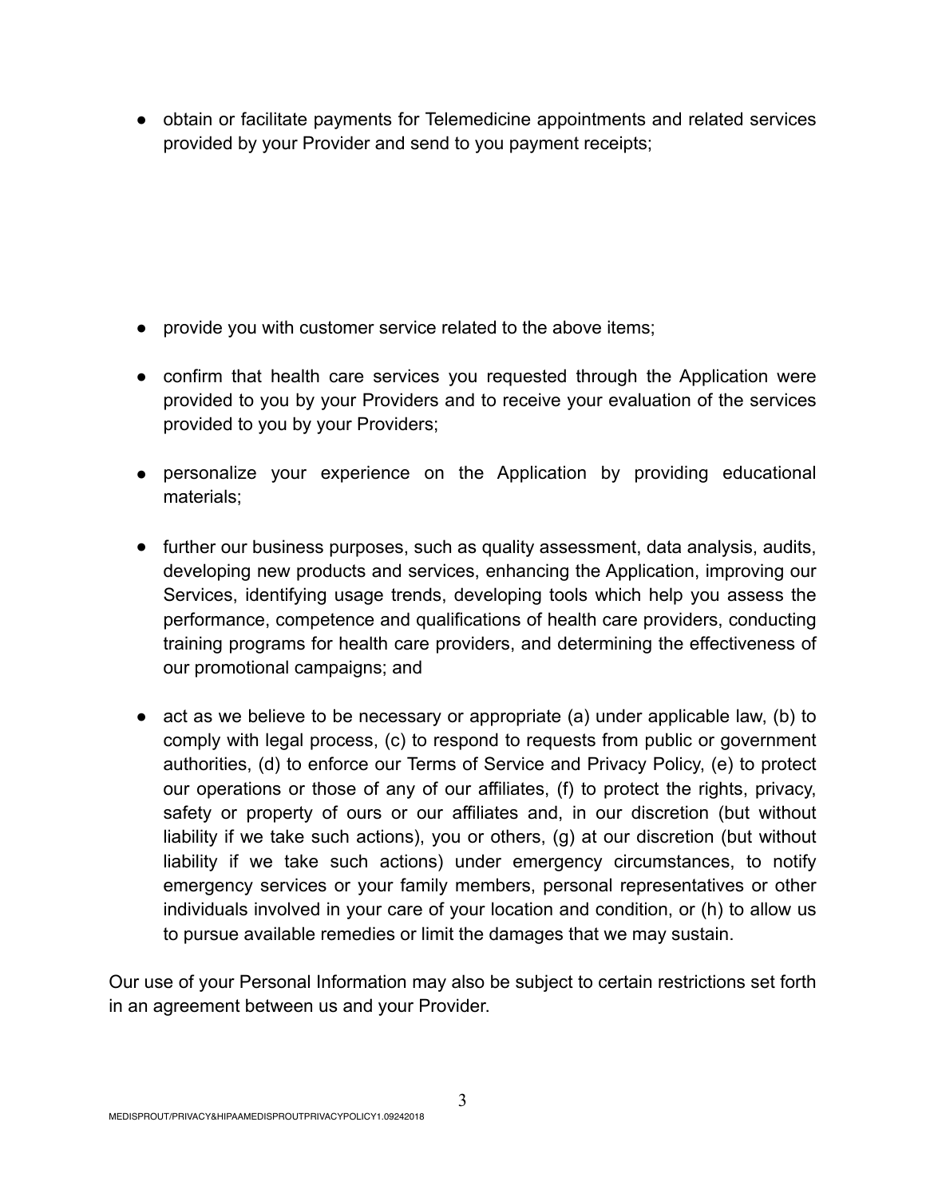- obtain or facilitate payments for Telemedicine appointments and related services provided by your Provider and send to you payment receipts;

- provide you with customer service related to the above items;

- confirm that health care services you requested through the Application were provided to you by your Providers and to receive your evaluation of the services provided to you by your Providers;

- personalize your experience on the Application by providing educational materials;

- further our business purposes, such as quality assessment, data analysis, audits, developing new products and services, enhancing the Application, improving our Services, identifying usage trends, developing tools which help you assess the performance, competence and qualifications of health care providers, conducting training programs for health care providers, and determining the effectiveness of our promotional campaigns; and

- act as we believe to be necessary or appropriate (a) under applicable law, (b) to comply with legal process, (c) to respond to requests from public or government authorities, (d) to enforce our Terms of Service and Privacy Policy, (e) to protect our operations or those of any of our affiliates, (f) to protect the rights, privacy, safety or property of ours or our affiliates and, in our discretion (but without liability if we take such actions), you or others, (g) at our discretion (but without liability if we take such actions) under emergency circumstances, to notify emergency services or your family members, personal representatives or other individuals involved in your care of your location and condition, or (h) to allow us to pursue available remedies or limit the damages that we may sustain.

Our use of your Personal Information may also be subject to certain restrictions set forth in an agreement between us and your Provider.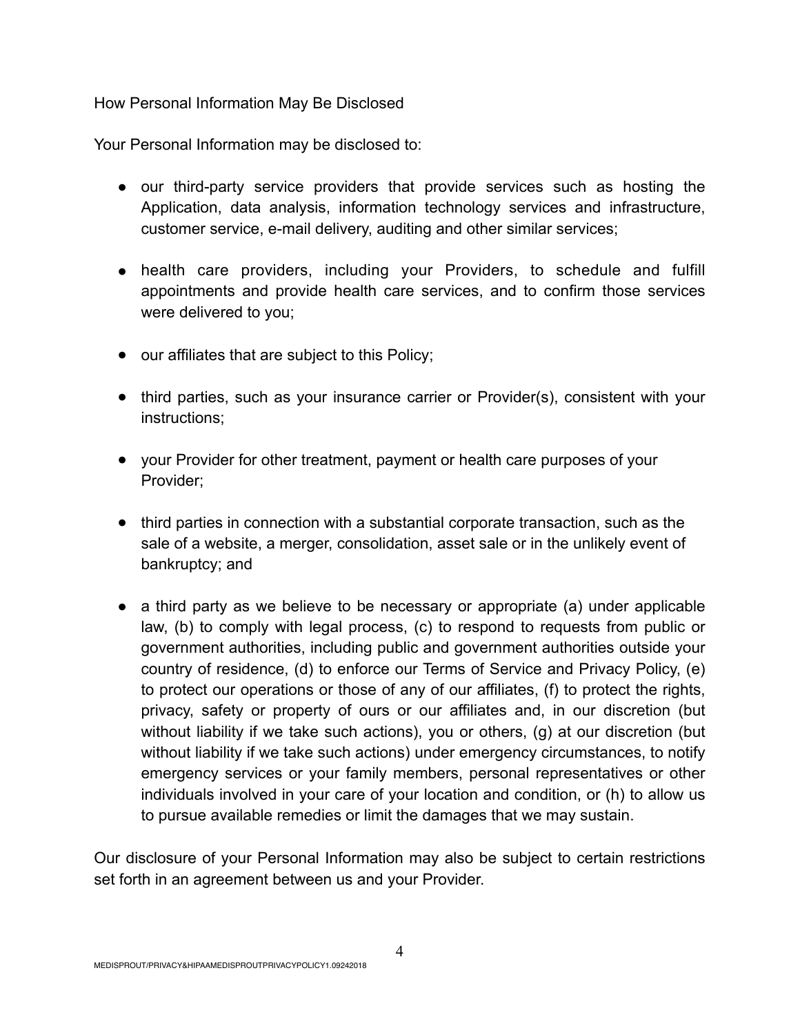## How Personal Information May Be Disclosed

Your Personal Information may be disclosed to:

- our third-party service providers that provide services such as hosting the Application, data analysis, information technology services and infrastructure, customer service, e-mail delivery, auditing and other similar services;

- health care providers, including your Providers, to schedule and fulfill appointments and provide health care services, and to confirm those services were delivered to you;

- our affiliates that are subject to this Policy;

- third parties, such as your insurance carrier or Provider(s), consistent with your instructions;

- your Provider for other treatment, payment or health care purposes of your Provider;

- third parties in connection with a substantial corporate transaction, such as the sale of a website, a merger, consolidation, asset sale or in the unlikely event of bankruptcy; and

- a third party as we believe to be necessary or appropriate (a) under applicable law, (b) to comply with legal process, (c) to respond to requests from public or government authorities, including public and government authorities outside your country of residence, (d) to enforce our Terms of Service and Privacy Policy, (e) to protect our operations or those of any of our affiliates, (f) to protect the rights, privacy, safety or property of ours or our affiliates and, in our discretion (but without liability if we take such actions), you or others, (g) at our discretion (but without liability if we take such actions) under emergency circumstances, to notify emergency services or your family members, personal representatives or other individuals involved in your care of your location and condition, or (h) to allow us to pursue available remedies or limit the damages that we may sustain.

Our disclosure of your Personal Information may also be subject to certain restrictions set forth in an agreement between us and your Provider.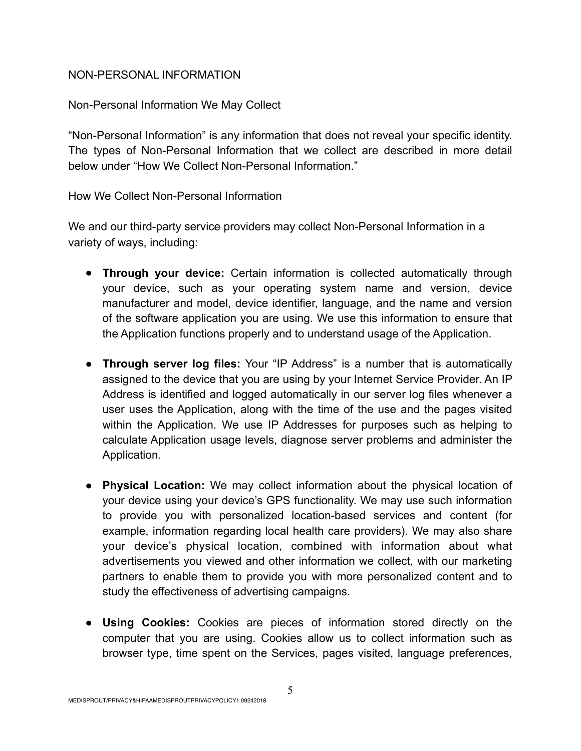## NON-PERSONAL INFORMATION

### Non-Personal Information We May Collect

"Non-Personal Information" is any information that does not reveal your specific identity. The types of Non-Personal Information that we collect are described in more detail below under "How We Collect Non-Personal Information."

### How We Collect Non-Personal Information

We and our third-party service providers may collect Non-Personal Information in a variety of ways, including:

- **Through your device:** Certain information is collected automatically through your device, such as your operating system name and version, device manufacturer and model, device identifier, language, and the name and version of the software application you are using. We use this information to ensure that the Application functions properly and to understand usage of the Application.

- **Through server log files:** Your "IP Address" is a number that is automatically assigned to the device that you are using by your Internet Service Provider. An IP Address is identified and logged automatically in our server log files whenever a user uses the Application, along with the time of the use and the pages visited within the Application. We use IP Addresses for purposes such as helping to calculate Application usage levels, diagnose server problems and administer the Application.

- **Physical Location:** We may collect information about the physical location of your device using your device's GPS functionality. We may use such information to provide you with personalized location-based services and content (for example, information regarding local health care providers). We may also share your device's physical location, combined with information about what advertisements you viewed and other information we collect, with our marketing partners to enable them to provide you with more personalized content and to study the effectiveness of advertising campaigns.

- **Using Cookies:** Cookies are pieces of information stored directly on the computer that you are using. Cookies allow us to collect information such as browser type, time spent on the Services, pages visited, language preferences,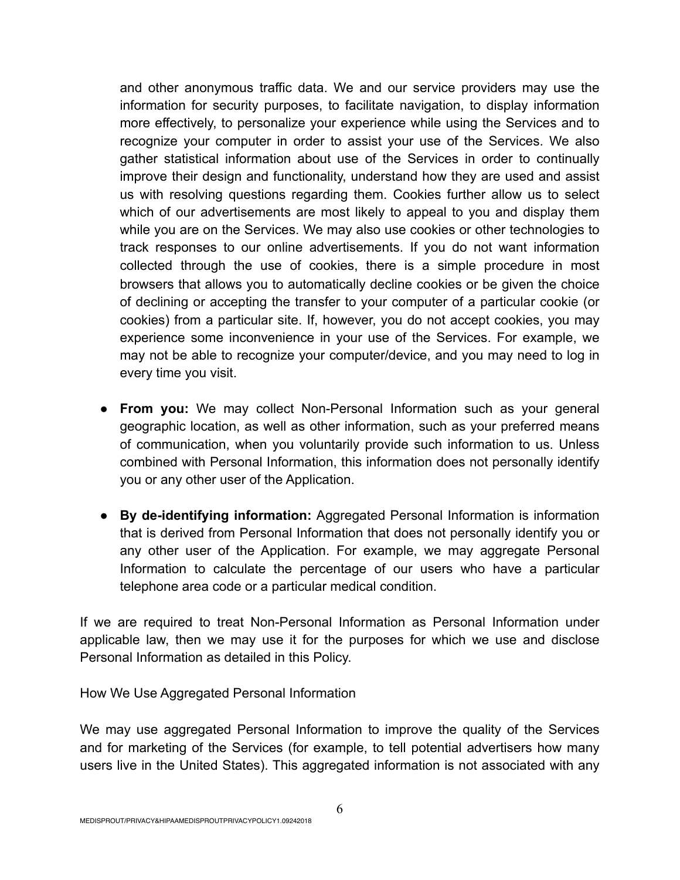and other anonymous traffic data. We and our service providers may use the information for security purposes, to facilitate navigation, to display information more effectively, to personalize your experience while using the Services and to recognize your computer in order to assist your use of the Services. We also gather statistical information about use of the Services in order to continually improve their design and functionality, understand how they are used and assist us with resolving questions regarding them. Cookies further allow us to select which of our advertisements are most likely to appeal to you and display them while you are on the Services. We may also use cookies or other technologies to track responses to our online advertisements. If you do not want information collected through the use of cookies, there is a simple procedure in most browsers that allows you to automatically decline cookies or be given the choice of declining or accepting the transfer to your computer of a particular cookie (or cookies) from a particular site. If, however, you do not accept cookies, you may experience some inconvenience in your use of the Services. For example, we may not be able to recognize your computer/device, and you may need to log in every time you visit.

- **From you:** We may collect Non-Personal Information such as your general geographic location, as well as other information, such as your preferred means of communication, when you voluntarily provide such information to us. Unless combined with Personal Information, this information does not personally identify you or any other user of the Application.

- **By de-identifying information:** Aggregated Personal Information is information that is derived from Personal Information that does not personally identify you or any other user of the Application. For example, we may aggregate Personal Information to calculate the percentage of our users who have a particular telephone area code or a particular medical condition.

If we are required to treat Non-Personal Information as Personal Information under applicable law, then we may use it for the purposes for which we use and disclose Personal Information as detailed in this Policy.

How We Use Aggregated Personal Information

We may use aggregated Personal Information to improve the quality of the Services and for marketing of the Services (for example, to tell potential advertisers how many users live in the United States). This aggregated information is not associated with any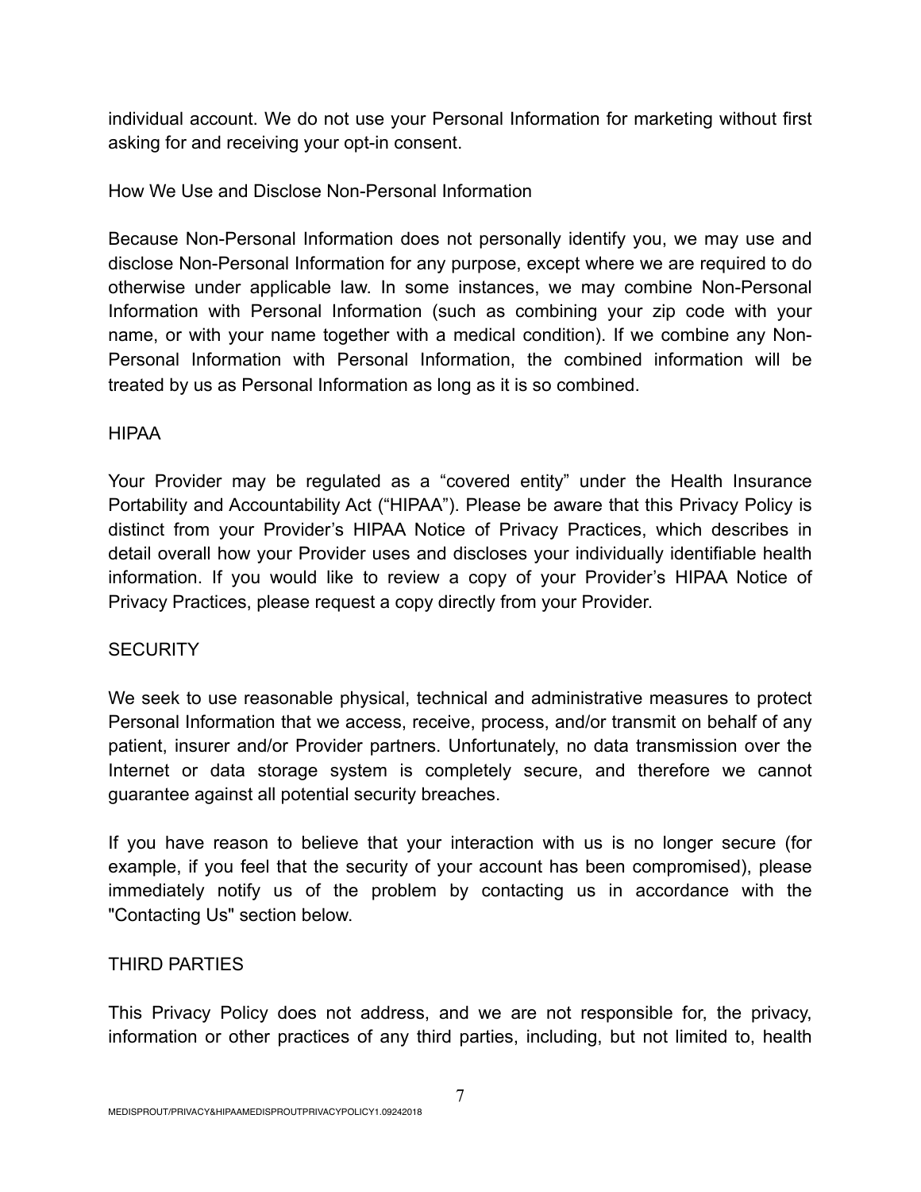individual account. We do not use your Personal Information for marketing without first asking for and receiving your opt-in consent.

## How We Use and Disclose Non-Personal Information

Because Non-Personal Information does not personally identify you, we may use and disclose Non-Personal Information for any purpose, except where we are required to do otherwise under applicable law. In some instances, we may combine Non-Personal Information with Personal Information (such as combining your zip code with your name, or with your name together with a medical condition). If we combine any Non-Personal Information with Personal Information, the combined information will be treated by us as Personal Information as long as it is so combined.

## HIPAA

Your Provider may be regulated as a "covered entity" under the Health Insurance Portability and Accountability Act ("HIPAA"). Please be aware that this Privacy Policy is distinct from your Provider's HIPAA Notice of Privacy Practices, which describes in detail overall how your Provider uses and discloses your individually identifiable health information. If you would like to review a copy of your Provider's HIPAA Notice of Privacy Practices, please request a copy directly from your Provider.

## SECURITY

We seek to use reasonable physical, technical and administrative measures to protect Personal Information that we access, receive, process, and/or transmit on behalf of any patient, insurer and/or Provider partners. Unfortunately, no data transmission over the Internet or data storage system is completely secure, and therefore we cannot guarantee against all potential security breaches.

If you have reason to believe that your interaction with us is no longer secure (for example, if you feel that the security of your account has been compromised), please immediately notify us of the problem by contacting us in accordance with the "Contacting Us" section below.

## THIRD PARTIES

This Privacy Policy does not address, and we are not responsible for, the privacy, information or other practices of any third parties, including, but not limited to, health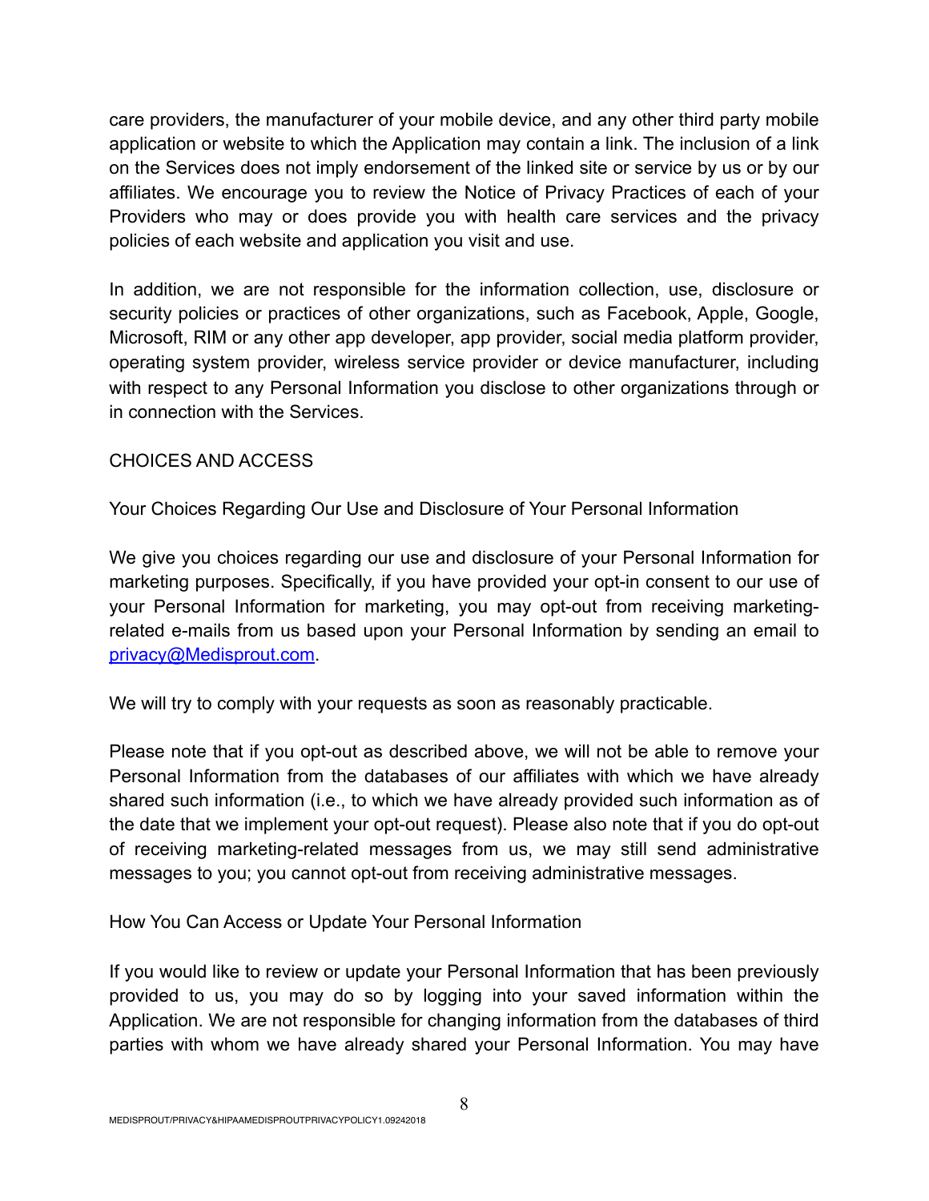care providers, the manufacturer of your mobile device, and any other third party mobile application or website to which the Application may contain a link. The inclusion of a link on the Services does not imply endorsement of the linked site or service by us or by our affiliates. We encourage you to review the Notice of Privacy Practices of each of your Providers who may or does provide you with health care services and the privacy policies of each website and application you visit and use.

In addition, we are not responsible for the information collection, use, disclosure or security policies or practices of other organizations, such as Facebook, Apple, Google, Microsoft, RIM or any other app developer, app provider, social media platform provider, operating system provider, wireless service provider or device manufacturer, including with respect to any Personal Information you disclose to other organizations through or in connection with the Services.

## CHOICES AND ACCESS

### Your Choices Regarding Our Use and Disclosure of Your Personal Information

We give you choices regarding our use and disclosure of your Personal Information for marketing purposes. Specifically, if you have provided your opt-in consent to our use of your Personal Information for marketing, you may opt-out from receiving marketing-related e-mails from us based upon your Personal Information by sending an email to [privacy@Medisprout.com](mailto:privacy@Medisprout.com).

We will try to comply with your requests as soon as reasonably practicable.

Please note that if you opt-out as described above, we will not be able to remove your Personal Information from the databases of our affiliates with which we have already shared such information (i.e., to which we have already provided such information as of the date that we implement your opt-out request). Please also note that if you do opt-out of receiving marketing-related messages from us, we may still send administrative messages to you; you cannot opt-out from receiving administrative messages.

### How You Can Access or Update Your Personal Information

If you would like to review or update your Personal Information that has been previously provided to us, you may do so by logging into your saved information within the Application. We are not responsible for changing information from the databases of third parties with whom we have already shared your Personal Information. You may have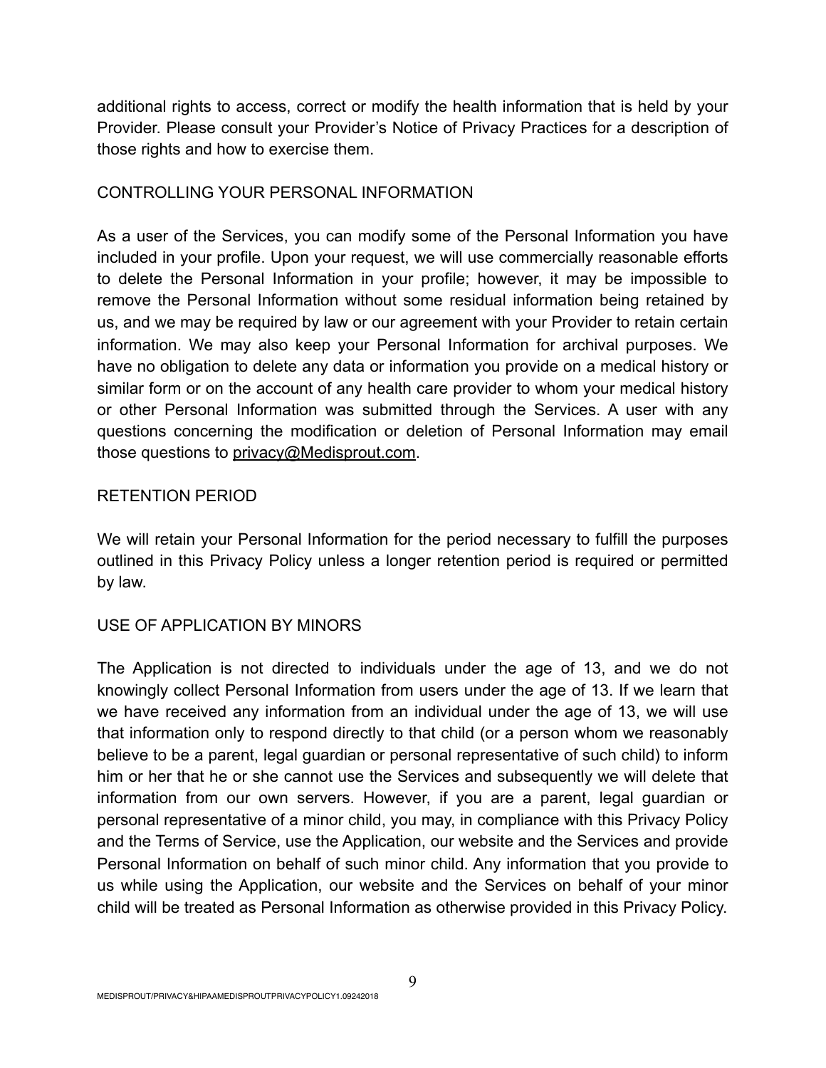additional rights to access, correct or modify the health information that is held by your Provider. Please consult your Provider's Notice of Privacy Practices for a description of those rights and how to exercise them.

## CONTROLLING YOUR PERSONAL INFORMATION

As a user of the Services, you can modify some of the Personal Information you have included in your profile. Upon your request, we will use commercially reasonable efforts to delete the Personal Information in your profile; however, it may be impossible to remove the Personal Information without some residual information being retained by us, and we may be required by law or our agreement with your Provider to retain certain information. We may also keep your Personal Information for archival purposes. We have no obligation to delete any data or information you provide on a medical history or similar form or on the account of any health care provider to whom your medical history or other Personal Information was submitted through the Services. A user with any questions concerning the modification or deletion of Personal Information may email those questions to privacy@Medisprout.com.

## RETENTION PERIOD

We will retain your Personal Information for the period necessary to fulfill the purposes outlined in this Privacy Policy unless a longer retention period is required or permitted by law.

## USE OF APPLICATION BY MINORS

The Application is not directed to individuals under the age of 13, and we do not knowingly collect Personal Information from users under the age of 13. If we learn that we have received any information from an individual under the age of 13, we will use that information only to respond directly to that child (or a person whom we reasonably believe to be a parent, legal guardian or personal representative of such child) to inform him or her that he or she cannot use the Services and subsequently we will delete that information from our own servers. However, if you are a parent, legal guardian or personal representative of a minor child, you may, in compliance with this Privacy Policy and the Terms of Service, use the Application, our website and the Services and provide Personal Information on behalf of such minor child. Any information that you provide to us while using the Application, our website and the Services on behalf of your minor child will be treated as Personal Information as otherwise provided in this Privacy Policy.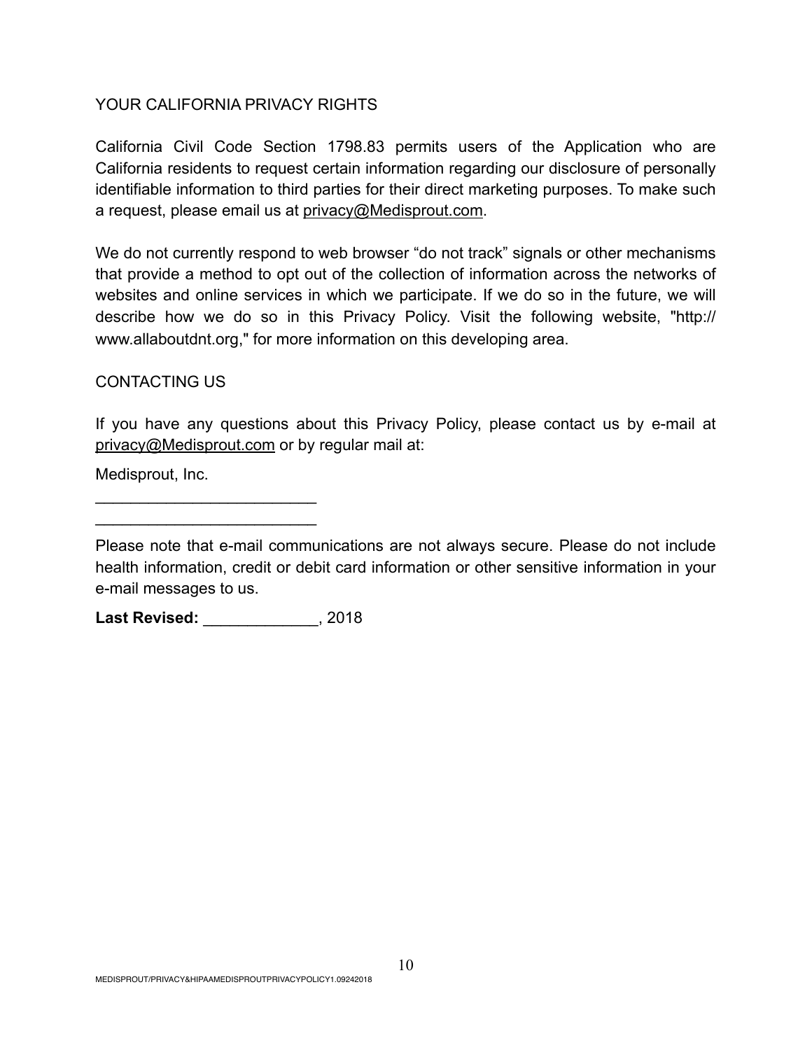## YOUR CALIFORNIA PRIVACY RIGHTS

California Civil Code Section 1798.83 permits users of the Application who are California residents to request certain information regarding our disclosure of personally identifiable information to third parties for their direct marketing purposes. To make such a request, please email us at privacy@Medisprout.com.

We do not currently respond to web browser "do not track" signals or other mechanisms that provide a method to opt out of the collection of information across the networks of websites and online services in which we participate. If we do so in the future, we will describe how we do so in this Privacy Policy. Visit the following website, "http://www.allaboutdnt.org," for more information on this developing area.

## CONTACTING US

If you have any questions about this Privacy Policy, please contact us by e-mail at privacy@Medisprout.com or by regular mail at:

Medisprout, Inc.

_________________________

_________________________

Please note that e-mail communications are not always secure. Please do not include health information, credit or debit card information or other sensitive information in your e-mail messages to us.

**Last Revised:** _____________, 2018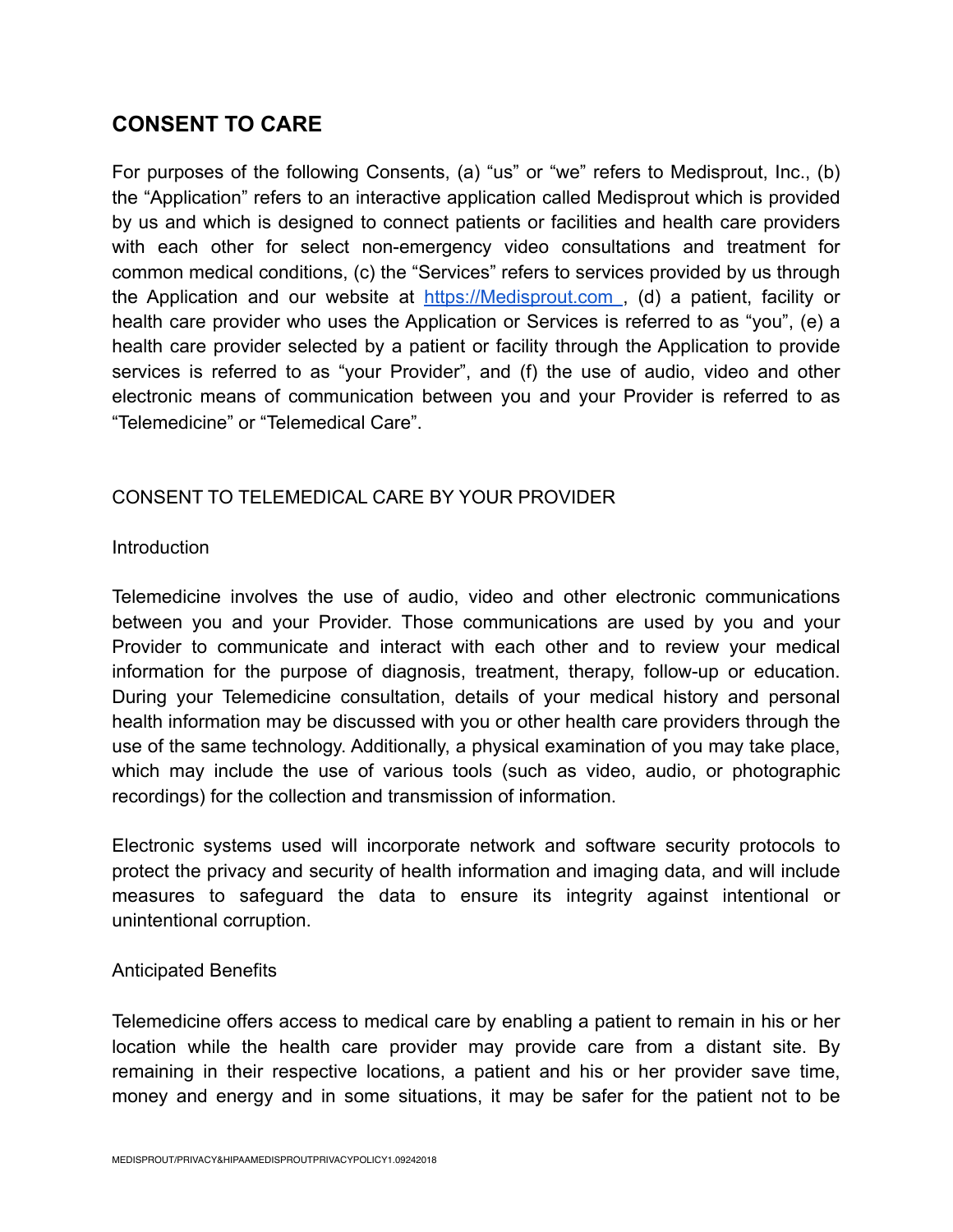# CONSENT TO CARE

For purposes of the following Consents, (a) "us" or "we" refers to Medisprout, Inc., (b) the "Application" refers to an interactive application called Medisprout which is provided by us and which is designed to connect patients or facilities and health care providers with each other for select non-emergency video consultations and treatment for common medical conditions, (c) the "Services" refers to services provided by us through the Application and our website at [https://Medisprout.com](https://Medisprout.com) , (d) a patient, facility or health care provider who uses the Application or Services is referred to as "you", (e) a health care provider selected by a patient or facility through the Application to provide services is referred to as "your Provider", and (f) the use of audio, video and other electronic means of communication between you and your Provider is referred to as "Telemedicine" or "Telemedical Care".

## CONSENT TO TELEMEDICAL CARE BY YOUR PROVIDER

### Introduction

Telemedicine involves the use of audio, video and other electronic communications between you and your Provider. Those communications are used by you and your Provider to communicate and interact with each other and to review your medical information for the purpose of diagnosis, treatment, therapy, follow-up or education. During your Telemedicine consultation, details of your medical history and personal health information may be discussed with you or other health care providers through the use of the same technology. Additionally, a physical examination of you may take place, which may include the use of various tools (such as video, audio, or photographic recordings) for the collection and transmission of information.

Electronic systems used will incorporate network and software security protocols to protect the privacy and security of health information and imaging data, and will include measures to safeguard the data to ensure its integrity against intentional or unintentional corruption.

### Anticipated Benefits

Telemedicine offers access to medical care by enabling a patient to remain in his or her location while the health care provider may provide care from a distant site. By remaining in their respective locations, a patient and his or her provider save time, money and energy and in some situations, it may be safer for the patient not to be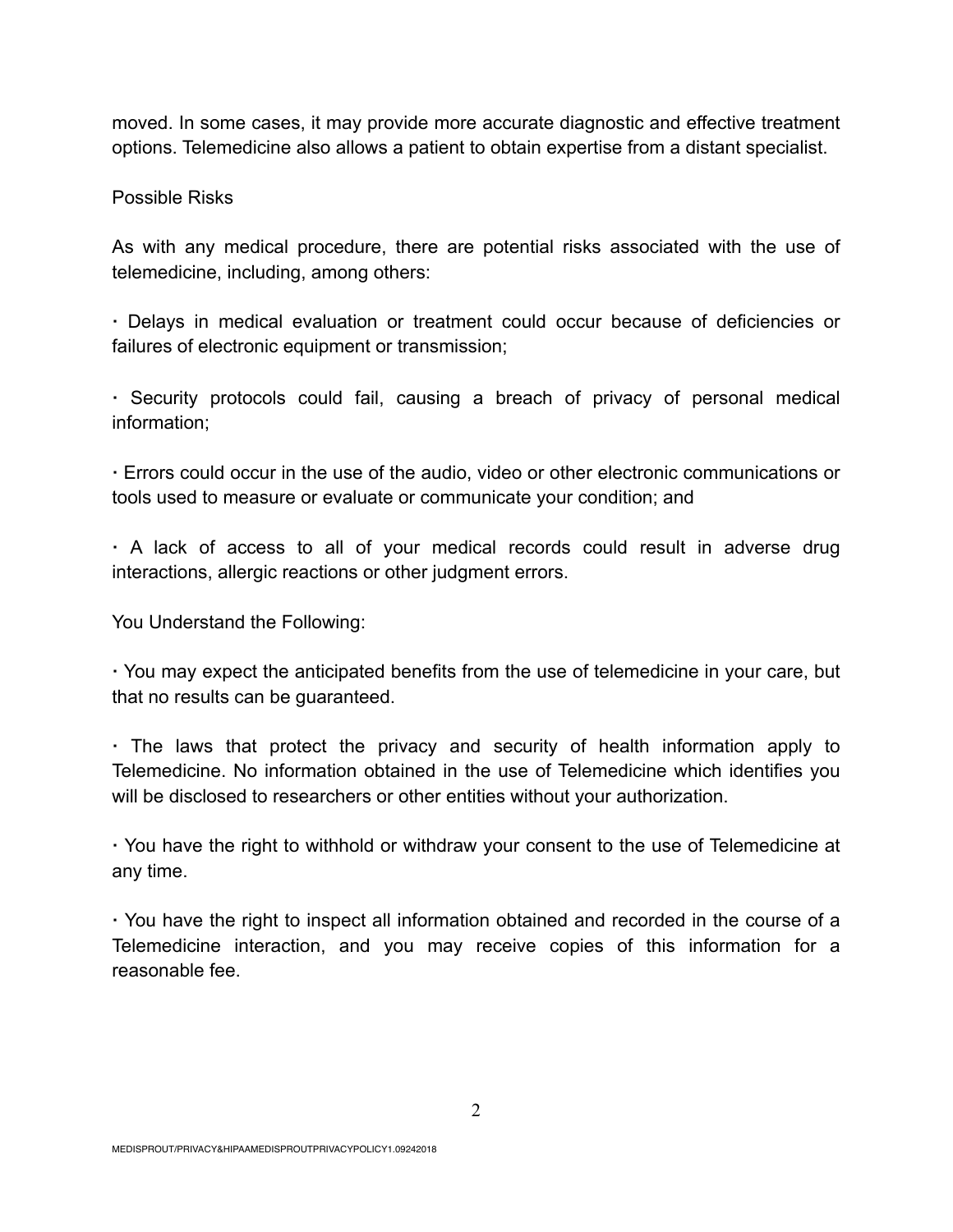moved. In some cases, it may provide more accurate diagnostic and effective treatment options. Telemedicine also allows a patient to obtain expertise from a distant specialist.

Possible Risks

As with any medical procedure, there are potential risks associated with the use of telemedicine, including, among others:

- Delays in medical evaluation or treatment could occur because of deficiencies or failures of electronic equipment or transmission;

- Security protocols could fail, causing a breach of privacy of personal medical information;

- Errors could occur in the use of the audio, video or other electronic communications or tools used to measure or evaluate or communicate your condition; and

- A lack of access to all of your medical records could result in adverse drug interactions, allergic reactions or other judgment errors.

You Understand the Following:

- You may expect the anticipated benefits from the use of telemedicine in your care, but that no results can be guaranteed.

- The laws that protect the privacy and security of health information apply to Telemedicine. No information obtained in the use of Telemedicine which identifies you will be disclosed to researchers or other entities without your authorization.

- You have the right to withhold or withdraw your consent to the use of Telemedicine at any time.

- You have the right to inspect all information obtained and recorded in the course of a Telemedicine interaction, and you may receive copies of this information for a reasonable fee.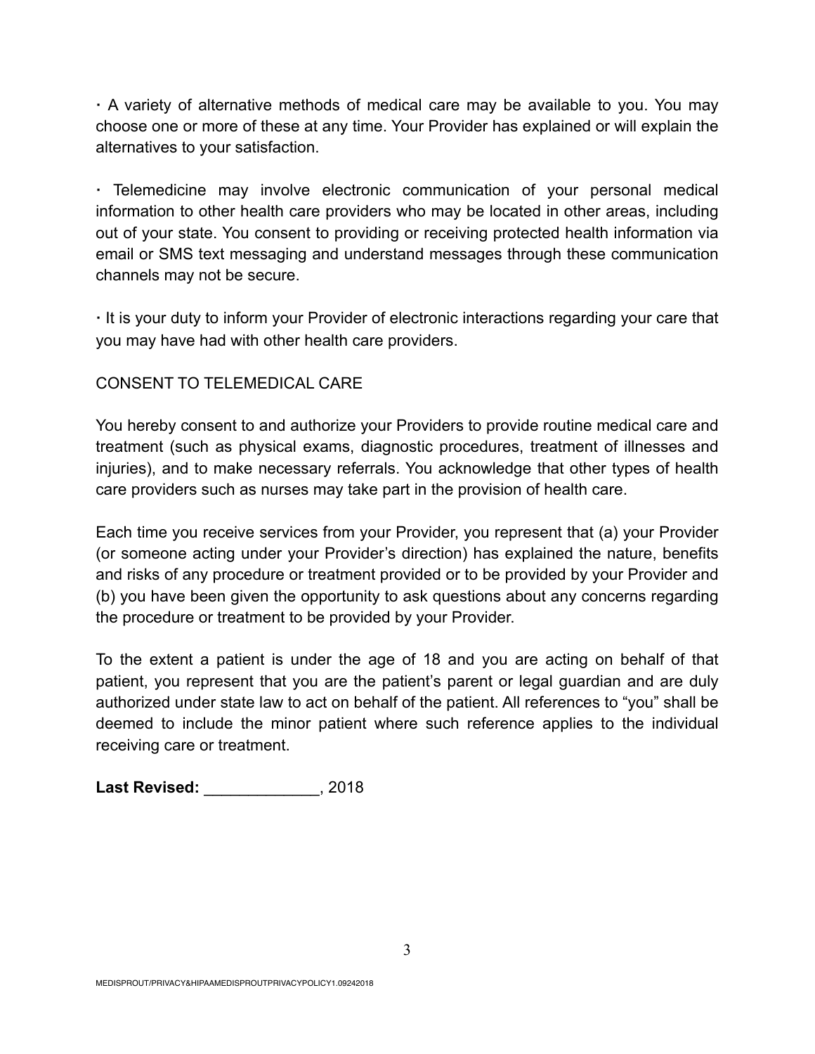· A variety of alternative methods of medical care may be available to you. You may choose one or more of these at any time. Your Provider has explained or will explain the alternatives to your satisfaction.

· Telemedicine may involve electronic communication of your personal medical information to other health care providers who may be located in other areas, including out of your state. You consent to providing or receiving protected health information via email or SMS text messaging and understand messages through these communication channels may not be secure.

· It is your duty to inform your Provider of electronic interactions regarding your care that you may have had with other health care providers.

CONSENT TO TELEMEDICAL CARE

You hereby consent to and authorize your Providers to provide routine medical care and treatment (such as physical exams, diagnostic procedures, treatment of illnesses and injuries), and to make necessary referrals. You acknowledge that other types of health care providers such as nurses may take part in the provision of health care.

Each time you receive services from your Provider, you represent that (a) your Provider (or someone acting under your Provider's direction) has explained the nature, benefits and risks of any procedure or treatment provided or to be provided by your Provider and (b) you have been given the opportunity to ask questions about any concerns regarding the procedure or treatment to be provided by your Provider.

To the extent a patient is under the age of 18 and you are acting on behalf of that patient, you represent that you are the patient's parent or legal guardian and are duly authorized under state law to act on behalf of the patient. All references to "you" shall be deemed to include the minor patient where such reference applies to the individual receiving care or treatment.

**Last Revised:** _____________, 2018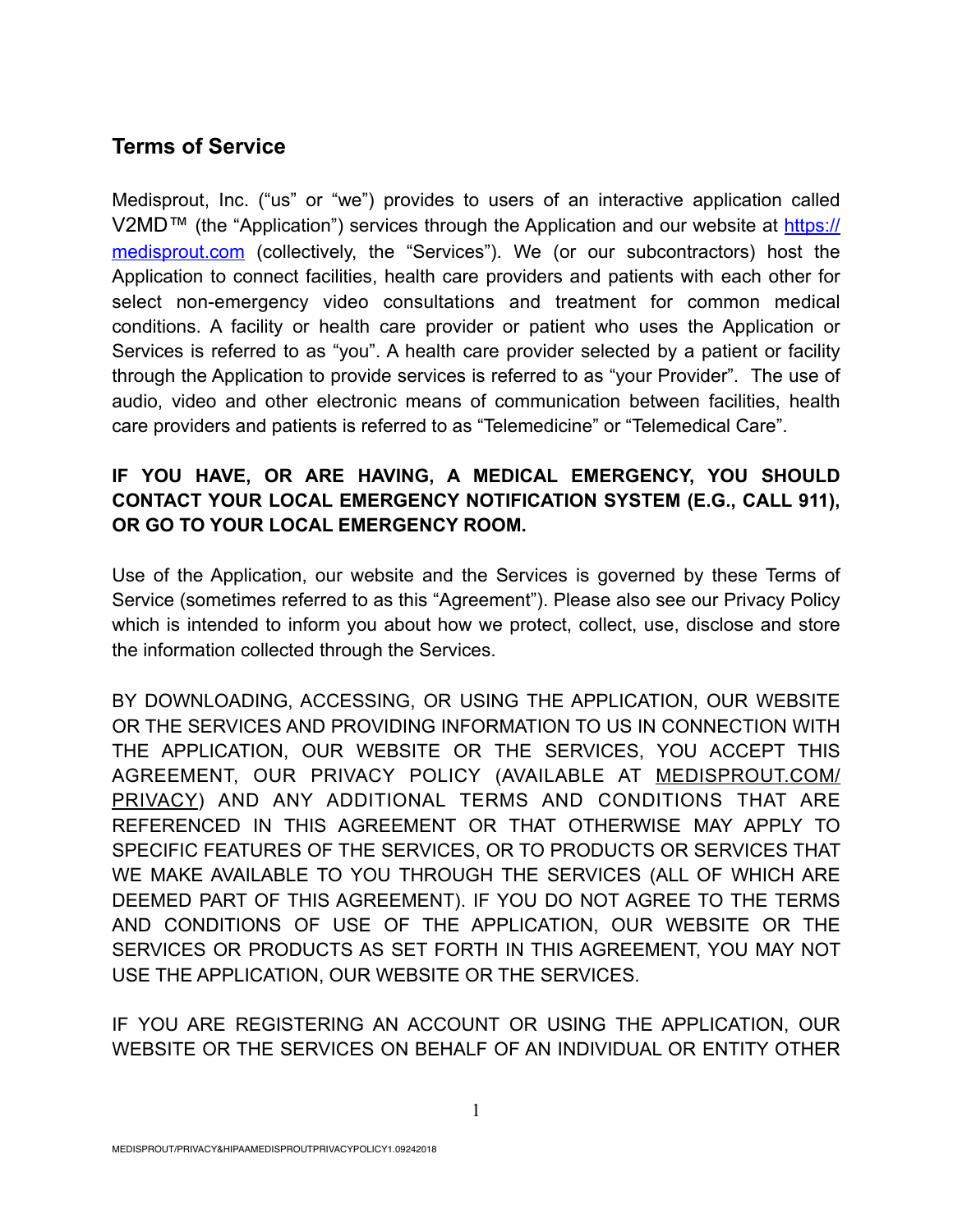## Terms of Service

Medisprout, Inc. ("us" or "we") provides to users of an interactive application called V2MD™ (the "Application") services through the Application and our website at [https://medisprout.com](https://medisprout.com) (collectively, the "Services"). We (or our subcontractors) host the Application to connect facilities, health care providers and patients with each other for select non-emergency video consultations and treatment for common medical conditions. A facility or health care provider or patient who uses the Application or Services is referred to as "you". A health care provider selected by a patient or facility through the Application to provide services is referred to as "your Provider". The use of audio, video and other electronic means of communication between facilities, health care providers and patients is referred to as "Telemedicine" or "Telemedical Care".

**IF YOU HAVE, OR ARE HAVING, A MEDICAL EMERGENCY, YOU SHOULD CONTACT YOUR LOCAL EMERGENCY NOTIFICATION SYSTEM (E.G., CALL 911), OR GO TO YOUR LOCAL EMERGENCY ROOM.**

Use of the Application, our website and the Services is governed by these Terms of Service (sometimes referred to as this "Agreement"). Please also see our Privacy Policy which is intended to inform you about how we protect, collect, use, disclose and store the information collected through the Services.

BY DOWNLOADING, ACCESSING, OR USING THE APPLICATION, OUR WEBSITE OR THE SERVICES AND PROVIDING INFORMATION TO US IN CONNECTION WITH THE APPLICATION, OUR WEBSITE OR THE SERVICES, YOU ACCEPT THIS AGREEMENT, OUR PRIVACY POLICY (AVAILABLE AT MEDISPROUT.COM/PRIVACY) AND ANY ADDITIONAL TERMS AND CONDITIONS THAT ARE REFERENCED IN THIS AGREEMENT OR THAT OTHERWISE MAY APPLY TO SPECIFIC FEATURES OF THE SERVICES, OR TO PRODUCTS OR SERVICES THAT WE MAKE AVAILABLE TO YOU THROUGH THE SERVICES (ALL OF WHICH ARE DEEMED PART OF THIS AGREEMENT). IF YOU DO NOT AGREE TO THE TERMS AND CONDITIONS OF USE OF THE APPLICATION, OUR WEBSITE OR THE SERVICES OR PRODUCTS AS SET FORTH IN THIS AGREEMENT, YOU MAY NOT USE THE APPLICATION, OUR WEBSITE OR THE SERVICES.

IF YOU ARE REGISTERING AN ACCOUNT OR USING THE APPLICATION, OUR WEBSITE OR THE SERVICES ON BEHALF OF AN INDIVIDUAL OR ENTITY OTHER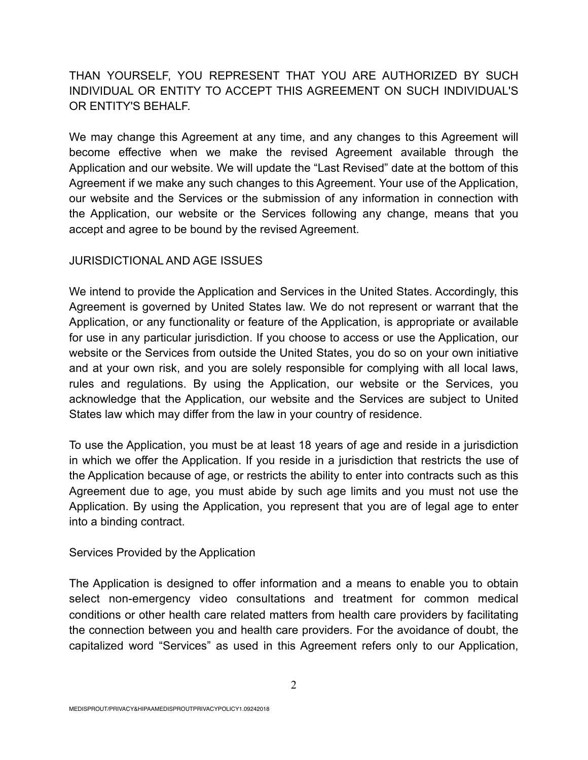THAN YOURSELF, YOU REPRESENT THAT YOU ARE AUTHORIZED BY SUCH INDIVIDUAL OR ENTITY TO ACCEPT THIS AGREEMENT ON SUCH INDIVIDUAL'S OR ENTITY'S BEHALF.

We may change this Agreement at any time, and any changes to this Agreement will become effective when we make the revised Agreement available through the Application and our website. We will update the "Last Revised" date at the bottom of this Agreement if we make any such changes to this Agreement. Your use of the Application, our website and the Services or the submission of any information in connection with the Application, our website or the Services following any change, means that you accept and agree to be bound by the revised Agreement.

## JURISDICTIONAL AND AGE ISSUES

We intend to provide the Application and Services in the United States. Accordingly, this Agreement is governed by United States law. We do not represent or warrant that the Application, or any functionality or feature of the Application, is appropriate or available for use in any particular jurisdiction. If you choose to access or use the Application, our website or the Services from outside the United States, you do so on your own initiative and at your own risk, and you are solely responsible for complying with all local laws, rules and regulations. By using the Application, our website or the Services, you acknowledge that the Application, our website and the Services are subject to United States law which may differ from the law in your country of residence.

To use the Application, you must be at least 18 years of age and reside in a jurisdiction in which we offer the Application. If you reside in a jurisdiction that restricts the use of the Application because of age, or restricts the ability to enter into contracts such as this Agreement due to age, you must abide by such age limits and you must not use the Application. By using the Application, you represent that you are of legal age to enter into a binding contract.

## Services Provided by the Application

The Application is designed to offer information and a means to enable you to obtain select non-emergency video consultations and treatment for common medical conditions or other health care related matters from health care providers by facilitating the connection between you and health care providers. For the avoidance of doubt, the capitalized word "Services" as used in this Agreement refers only to our Application,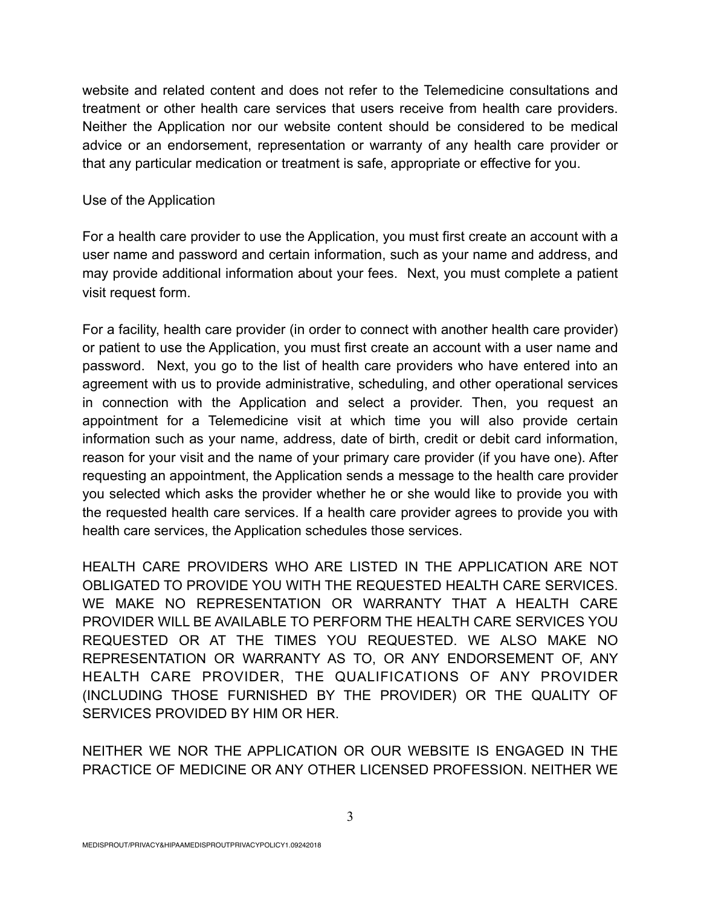website and related content and does not refer to the Telemedicine consultations and treatment or other health care services that users receive from health care providers. Neither the Application nor our website content should be considered to be medical advice or an endorsement, representation or warranty of any health care provider or that any particular medication or treatment is safe, appropriate or effective for you.

Use of the Application

For a health care provider to use the Application, you must first create an account with a user name and password and certain information, such as your name and address, and may provide additional information about your fees. Next, you must complete a patient visit request form.

For a facility, health care provider (in order to connect with another health care provider) or patient to use the Application, you must first create an account with a user name and password. Next, you go to the list of health care providers who have entered into an agreement with us to provide administrative, scheduling, and other operational services in connection with the Application and select a provider. Then, you request an appointment for a Telemedicine visit at which time you will also provide certain information such as your name, address, date of birth, credit or debit card information, reason for your visit and the name of your primary care provider (if you have one). After requesting an appointment, the Application sends a message to the health care provider you selected which asks the provider whether he or she would like to provide you with the requested health care services. If a health care provider agrees to provide you with health care services, the Application schedules those services.

HEALTH CARE PROVIDERS WHO ARE LISTED IN THE APPLICATION ARE NOT OBLIGATED TO PROVIDE YOU WITH THE REQUESTED HEALTH CARE SERVICES. WE MAKE NO REPRESENTATION OR WARRANTY THAT A HEALTH CARE PROVIDER WILL BE AVAILABLE TO PERFORM THE HEALTH CARE SERVICES YOU REQUESTED OR AT THE TIMES YOU REQUESTED. WE ALSO MAKE NO REPRESENTATION OR WARRANTY AS TO, OR ANY ENDORSEMENT OF, ANY HEALTH CARE PROVIDER, THE QUALIFICATIONS OF ANY PROVIDER (INCLUDING THOSE FURNISHED BY THE PROVIDER) OR THE QUALITY OF SERVICES PROVIDED BY HIM OR HER.

NEITHER WE NOR THE APPLICATION OR OUR WEBSITE IS ENGAGED IN THE PRACTICE OF MEDICINE OR ANY OTHER LICENSED PROFESSION. NEITHER WE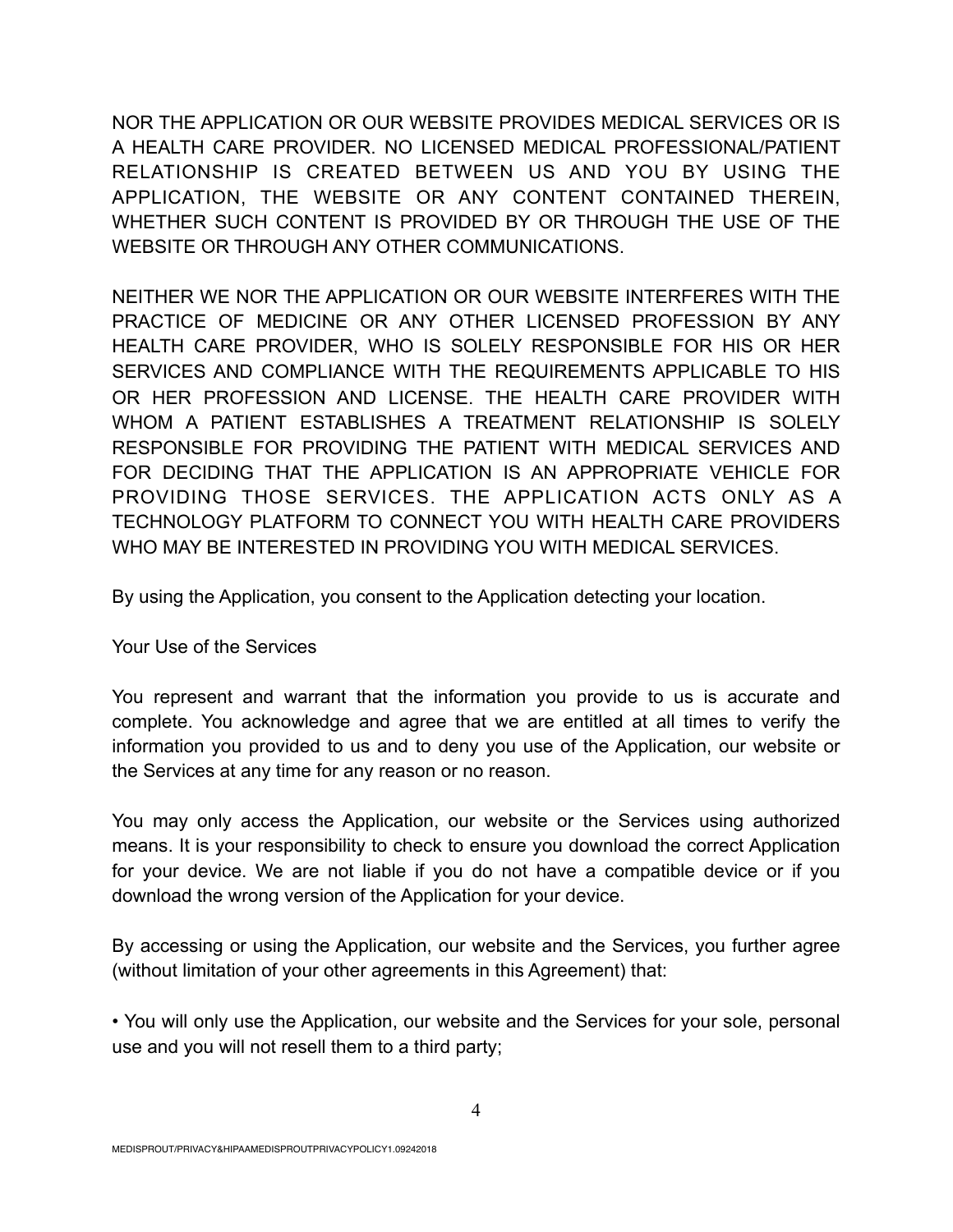NOR THE APPLICATION OR OUR WEBSITE PROVIDES MEDICAL SERVICES OR IS A HEALTH CARE PROVIDER. NO LICENSED MEDICAL PROFESSIONAL/PATIENT RELATIONSHIP IS CREATED BETWEEN US AND YOU BY USING THE APPLICATION, THE WEBSITE OR ANY CONTENT CONTAINED THEREIN, WHETHER SUCH CONTENT IS PROVIDED BY OR THROUGH THE USE OF THE WEBSITE OR THROUGH ANY OTHER COMMUNICATIONS.

NEITHER WE NOR THE APPLICATION OR OUR WEBSITE INTERFERES WITH THE PRACTICE OF MEDICINE OR ANY OTHER LICENSED PROFESSION BY ANY HEALTH CARE PROVIDER, WHO IS SOLELY RESPONSIBLE FOR HIS OR HER SERVICES AND COMPLIANCE WITH THE REQUIREMENTS APPLICABLE TO HIS OR HER PROFESSION AND LICENSE. THE HEALTH CARE PROVIDER WITH WHOM A PATIENT ESTABLISHES A TREATMENT RELATIONSHIP IS SOLELY RESPONSIBLE FOR PROVIDING THE PATIENT WITH MEDICAL SERVICES AND FOR DECIDING THAT THE APPLICATION IS AN APPROPRIATE VEHICLE FOR PROVIDING THOSE SERVICES. THE APPLICATION ACTS ONLY AS A TECHNOLOGY PLATFORM TO CONNECT YOU WITH HEALTH CARE PROVIDERS WHO MAY BE INTERESTED IN PROVIDING YOU WITH MEDICAL SERVICES.

By using the Application, you consent to the Application detecting your location.

Your Use of the Services

You represent and warrant that the information you provide to us is accurate and complete. You acknowledge and agree that we are entitled at all times to verify the information you provided to us and to deny you use of the Application, our website or the Services at any time for any reason or no reason.

You may only access the Application, our website or the Services using authorized means. It is your responsibility to check to ensure you download the correct Application for your device. We are not liable if you do not have a compatible device or if you download the wrong version of the Application for your device.

By accessing or using the Application, our website and the Services, you further agree (without limitation of your other agreements in this Agreement) that:

- You will only use the Application, our website and the Services for your sole, personal use and you will not resell them to a third party;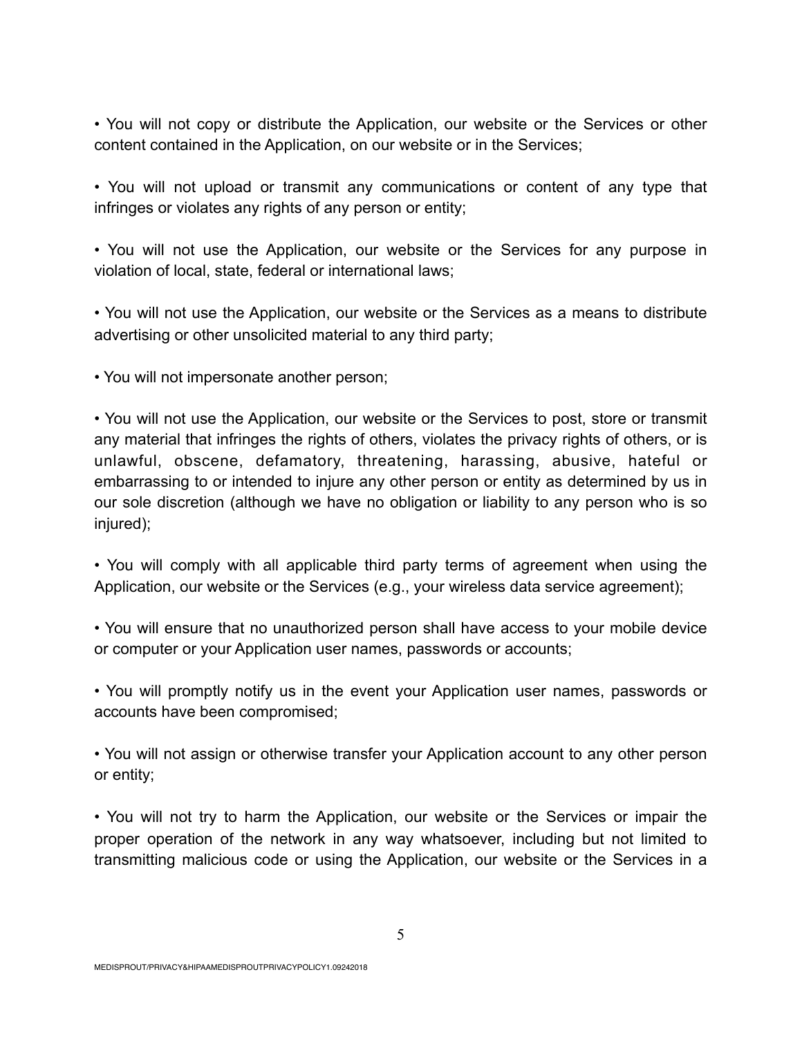• You will not copy or distribute the Application, our website or the Services or other content contained in the Application, on our website or in the Services;

• You will not upload or transmit any communications or content of any type that infringes or violates any rights of any person or entity;

• You will not use the Application, our website or the Services for any purpose in violation of local, state, federal or international laws;

• You will not use the Application, our website or the Services as a means to distribute advertising or other unsolicited material to any third party;

• You will not impersonate another person;

• You will not use the Application, our website or the Services to post, store or transmit any material that infringes the rights of others, violates the privacy rights of others, or is unlawful, obscene, defamatory, threatening, harassing, abusive, hateful or embarrassing to or intended to injure any other person or entity as determined by us in our sole discretion (although we have no obligation or liability to any person who is so injured);

• You will comply with all applicable third party terms of agreement when using the Application, our website or the Services (e.g., your wireless data service agreement);

• You will ensure that no unauthorized person shall have access to your mobile device or computer or your Application user names, passwords or accounts;

• You will promptly notify us in the event your Application user names, passwords or accounts have been compromised;

• You will not assign or otherwise transfer your Application account to any other person or entity;

• You will not try to harm the Application, our website or the Services or impair the proper operation of the network in any way whatsoever, including but not limited to transmitting malicious code or using the Application, our website or the Services in a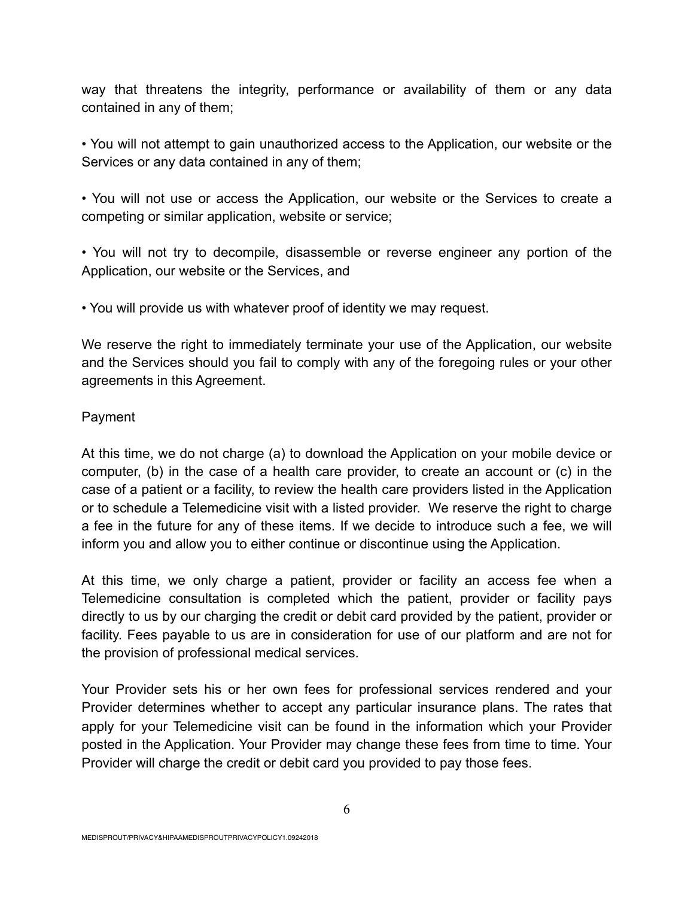way that threatens the integrity, performance or availability of them or any data contained in any of them;

• You will not attempt to gain unauthorized access to the Application, our website or the Services or any data contained in any of them;

• You will not use or access the Application, our website or the Services to create a competing or similar application, website or service;

• You will not try to decompile, disassemble or reverse engineer any portion of the Application, our website or the Services, and

• You will provide us with whatever proof of identity we may request.

We reserve the right to immediately terminate your use of the Application, our website and the Services should you fail to comply with any of the foregoing rules or your other agreements in this Agreement.

Payment

At this time, we do not charge (a) to download the Application on your mobile device or computer, (b) in the case of a health care provider, to create an account or (c) in the case of a patient or a facility, to review the health care providers listed in the Application or to schedule a Telemedicine visit with a listed provider. We reserve the right to charge a fee in the future for any of these items. If we decide to introduce such a fee, we will inform you and allow you to either continue or discontinue using the Application.

At this time, we only charge a patient, provider or facility an access fee when a Telemedicine consultation is completed which the patient, provider or facility pays directly to us by our charging the credit or debit card provided by the patient, provider or facility. Fees payable to us are in consideration for use of our platform and are not for the provision of professional medical services.

Your Provider sets his or her own fees for professional services rendered and your Provider determines whether to accept any particular insurance plans. The rates that apply for your Telemedicine visit can be found in the information which your Provider posted in the Application. Your Provider may change these fees from time to time. Your Provider will charge the credit or debit card you provided to pay those fees.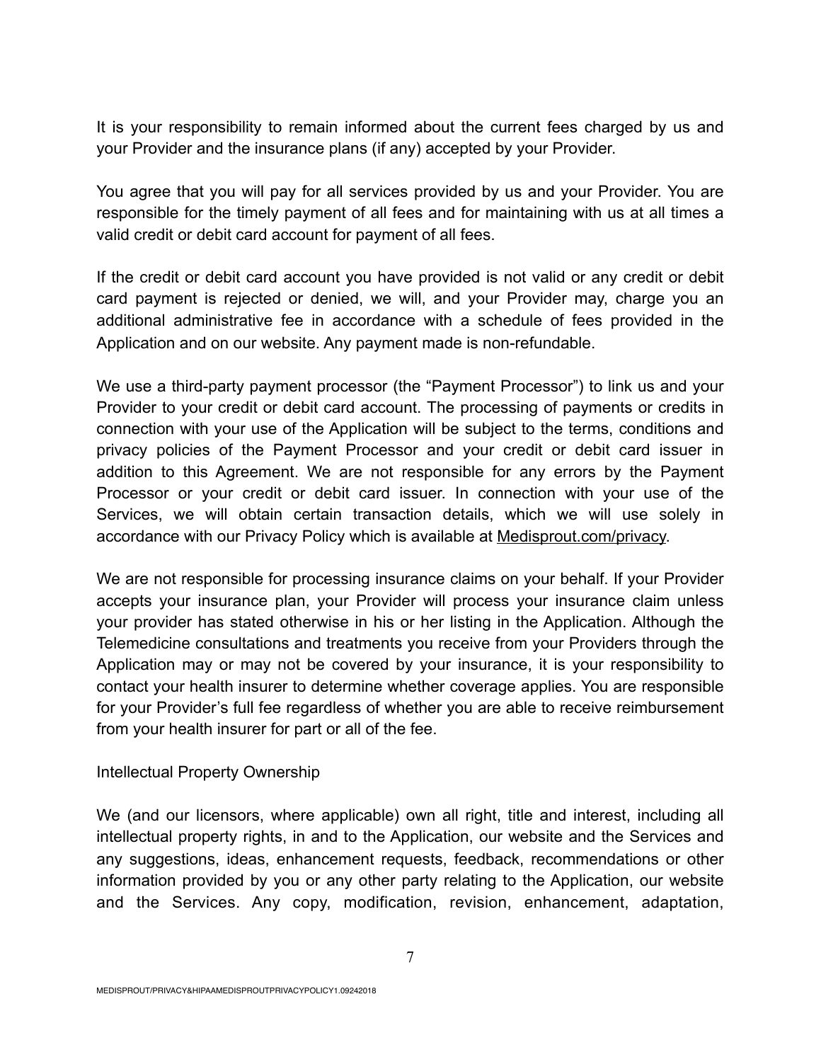It is your responsibility to remain informed about the current fees charged by us and your Provider and the insurance plans (if any) accepted by your Provider.

You agree that you will pay for all services provided by us and your Provider. You are responsible for the timely payment of all fees and for maintaining with us at all times a valid credit or debit card account for payment of all fees.

If the credit or debit card account you have provided is not valid or any credit or debit card payment is rejected or denied, we will, and your Provider may, charge you an additional administrative fee in accordance with a schedule of fees provided in the Application and on our website. Any payment made is non-refundable.

We use a third-party payment processor (the "Payment Processor") to link us and your Provider to your credit or debit card account. The processing of payments or credits in connection with your use of the Application will be subject to the terms, conditions and privacy policies of the Payment Processor and your credit or debit card issuer in addition to this Agreement. We are not responsible for any errors by the Payment Processor or your credit or debit card issuer. In connection with your use of the Services, we will obtain certain transaction details, which we will use solely in accordance with our Privacy Policy which is available at Medisprout.com/privacy.

We are not responsible for processing insurance claims on your behalf. If your Provider accepts your insurance plan, your Provider will process your insurance claim unless your provider has stated otherwise in his or her listing in the Application. Although the Telemedicine consultations and treatments you receive from your Providers through the Application may or may not be covered by your insurance, it is your responsibility to contact your health insurer to determine whether coverage applies. You are responsible for your Provider's full fee regardless of whether you are able to receive reimbursement from your health insurer for part or all of the fee.

Intellectual Property Ownership

We (and our licensors, where applicable) own all right, title and interest, including all intellectual property rights, in and to the Application, our website and the Services and any suggestions, ideas, enhancement requests, feedback, recommendations or other information provided by you or any other party relating to the Application, our website and the Services. Any copy, modification, revision, enhancement, adaptation,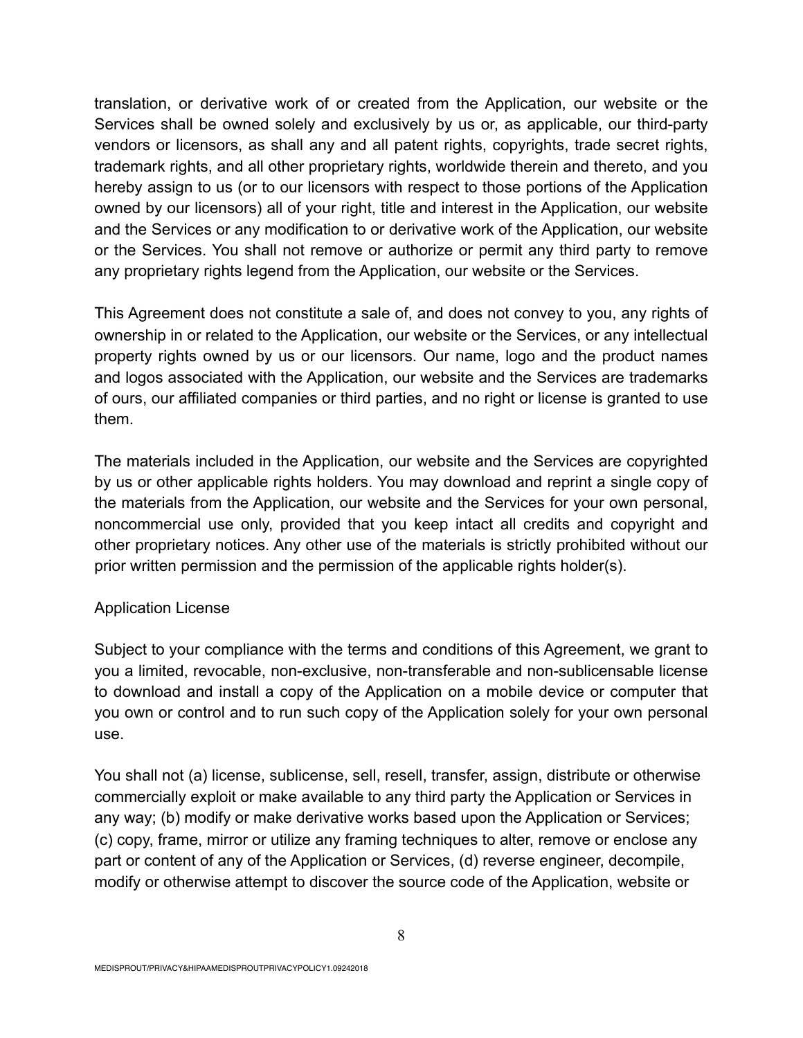translation, or derivative work of or created from the Application, our website or the Services shall be owned solely and exclusively by us or, as applicable, our third-party vendors or licensors, as shall any and all patent rights, copyrights, trade secret rights, trademark rights, and all other proprietary rights, worldwide therein and thereto, and you hereby assign to us (or to our licensors with respect to those portions of the Application owned by our licensors) all of your right, title and interest in the Application, our website and the Services or any modification to or derivative work of the Application, our website or the Services. You shall not remove or authorize or permit any third party to remove any proprietary rights legend from the Application, our website or the Services.

This Agreement does not constitute a sale of, and does not convey to you, any rights of ownership in or related to the Application, our website or the Services, or any intellectual property rights owned by us or our licensors. Our name, logo and the product names and logos associated with the Application, our website and the Services are trademarks of ours, our affiliated companies or third parties, and no right or license is granted to use them.

The materials included in the Application, our website and the Services are copyrighted by us or other applicable rights holders. You may download and reprint a single copy of the materials from the Application, our website and the Services for your own personal, noncommercial use only, provided that you keep intact all credits and copyright and other proprietary notices. Any other use of the materials is strictly prohibited without our prior written permission and the permission of the applicable rights holder(s).

Application License

Subject to your compliance with the terms and conditions of this Agreement, we grant to you a limited, revocable, non-exclusive, non-transferable and non-sublicensable license to download and install a copy of the Application on a mobile device or computer that you own or control and to run such copy of the Application solely for your own personal use.

You shall not (a) license, sublicense, sell, resell, transfer, assign, distribute or otherwise commercially exploit or make available to any third party the Application or Services in any way; (b) modify or make derivative works based upon the Application or Services; (c) copy, frame, mirror or utilize any framing techniques to alter, remove or enclose any part or content of any of the Application or Services, (d) reverse engineer, decompile, modify or otherwise attempt to discover the source code of the Application, website or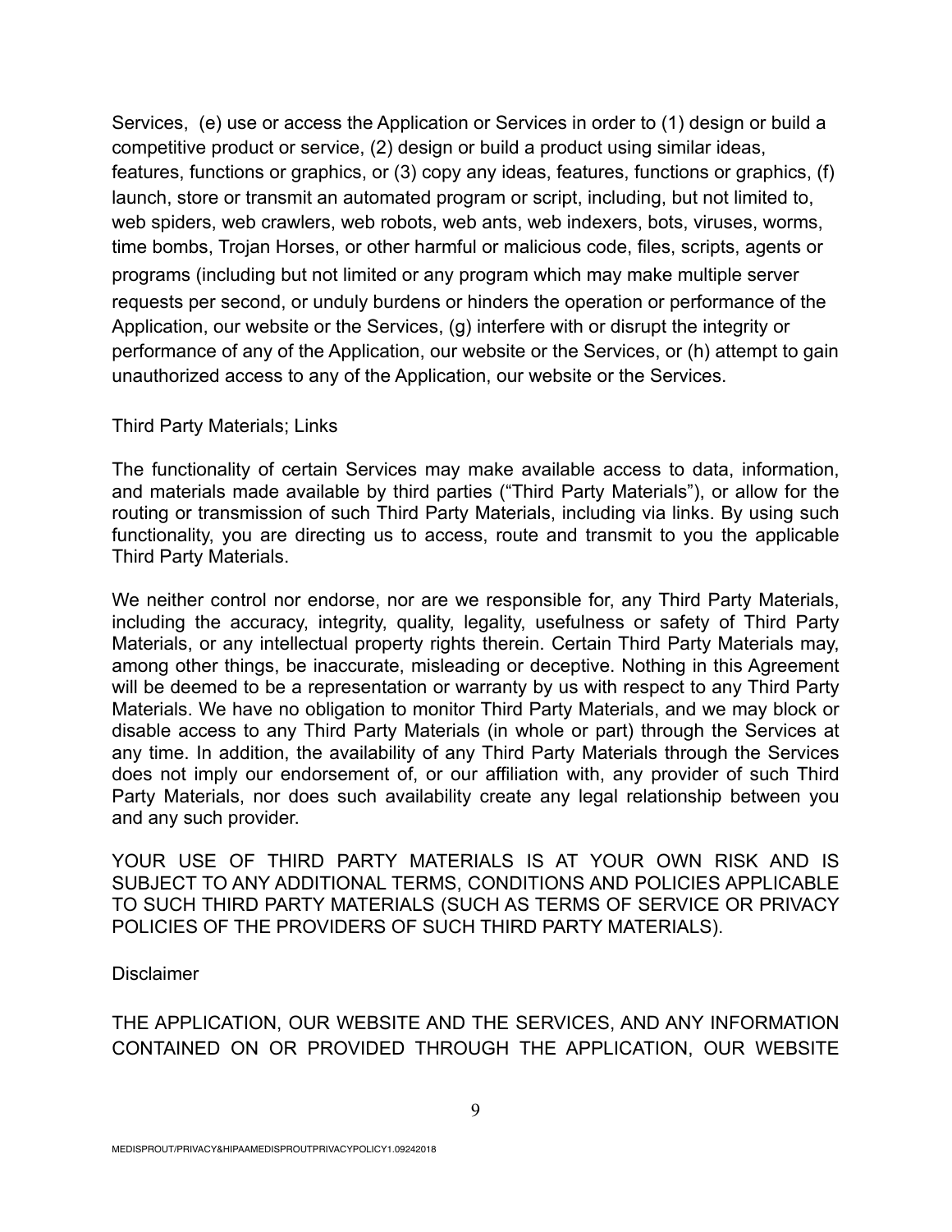Services, (e) use or access the Application or Services in order to (1) design or build a competitive product or service, (2) design or build a product using similar ideas, features, functions or graphics, or (3) copy any ideas, features, functions or graphics, (f) launch, store or transmit an automated program or script, including, but not limited to, web spiders, web crawlers, web robots, web ants, web indexers, bots, viruses, worms, time bombs, Trojan Horses, or other harmful or malicious code, files, scripts, agents or programs (including but not limited or any program which may make multiple server requests per second, or unduly burdens or hinders the operation or performance of the Application, our website or the Services, (g) interfere with or disrupt the integrity or performance of any of the Application, our website or the Services, or (h) attempt to gain unauthorized access to any of the Application, our website or the Services.

Third Party Materials; Links

The functionality of certain Services may make available access to data, information, and materials made available by third parties ("Third Party Materials"), or allow for the routing or transmission of such Third Party Materials, including via links. By using such functionality, you are directing us to access, route and transmit to you the applicable Third Party Materials.

We neither control nor endorse, nor are we responsible for, any Third Party Materials, including the accuracy, integrity, quality, legality, usefulness or safety of Third Party Materials, or any intellectual property rights therein. Certain Third Party Materials may, among other things, be inaccurate, misleading or deceptive. Nothing in this Agreement will be deemed to be a representation or warranty by us with respect to any Third Party Materials. We have no obligation to monitor Third Party Materials, and we may block or disable access to any Third Party Materials (in whole or part) through the Services at any time. In addition, the availability of any Third Party Materials through the Services does not imply our endorsement of, or our affiliation with, any provider of such Third Party Materials, nor does such availability create any legal relationship between you and any such provider.

YOUR USE OF THIRD PARTY MATERIALS IS AT YOUR OWN RISK AND IS SUBJECT TO ANY ADDITIONAL TERMS, CONDITIONS AND POLICIES APPLICABLE TO SUCH THIRD PARTY MATERIALS (SUCH AS TERMS OF SERVICE OR PRIVACY POLICIES OF THE PROVIDERS OF SUCH THIRD PARTY MATERIALS).

Disclaimer

THE APPLICATION, OUR WEBSITE AND THE SERVICES, AND ANY INFORMATION CONTAINED ON OR PROVIDED THROUGH THE APPLICATION, OUR WEBSITE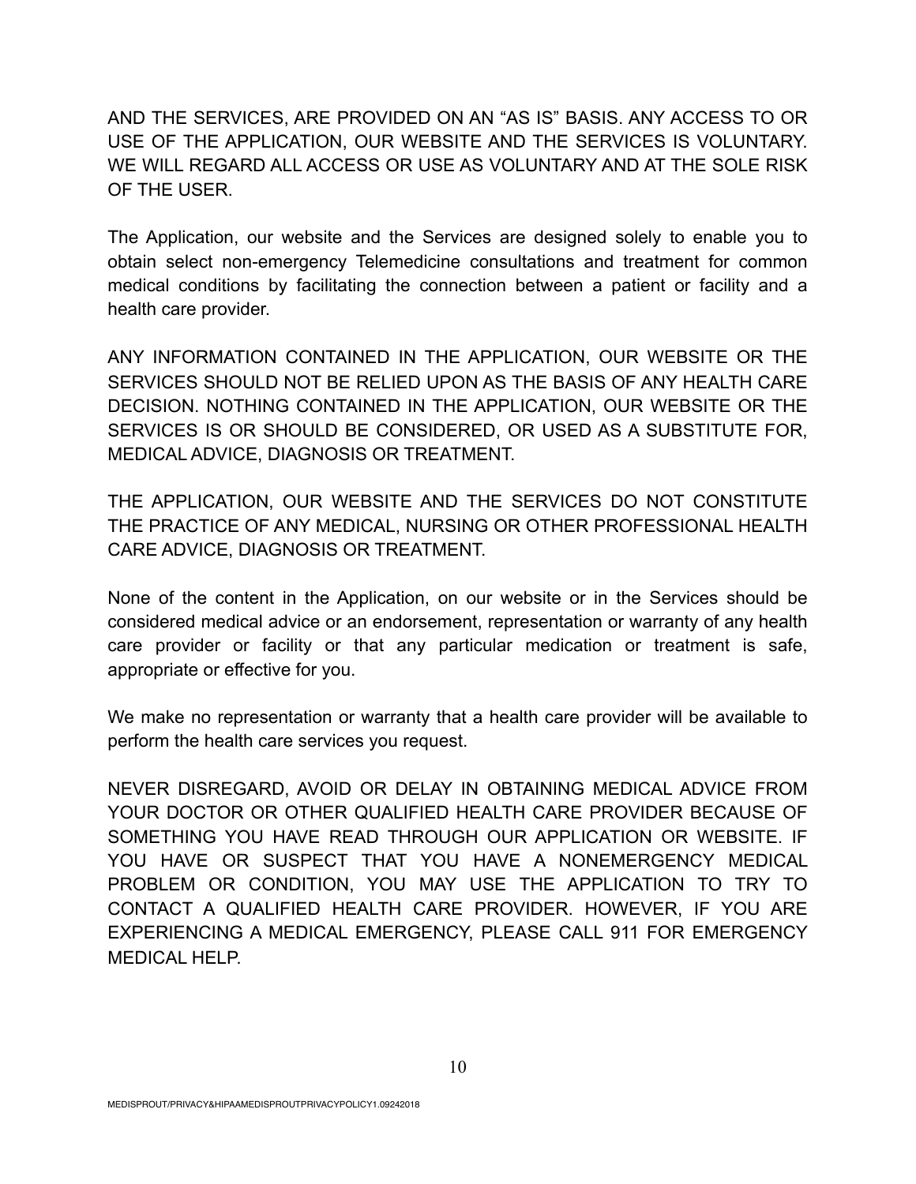AND THE SERVICES, ARE PROVIDED ON AN "AS IS" BASIS. ANY ACCESS TO OR USE OF THE APPLICATION, OUR WEBSITE AND THE SERVICES IS VOLUNTARY. WE WILL REGARD ALL ACCESS OR USE AS VOLUNTARY AND AT THE SOLE RISK OF THE USER.

The Application, our website and the Services are designed solely to enable you to obtain select non-emergency Telemedicine consultations and treatment for common medical conditions by facilitating the connection between a patient or facility and a health care provider.

ANY INFORMATION CONTAINED IN THE APPLICATION, OUR WEBSITE OR THE SERVICES SHOULD NOT BE RELIED UPON AS THE BASIS OF ANY HEALTH CARE DECISION. NOTHING CONTAINED IN THE APPLICATION, OUR WEBSITE OR THE SERVICES IS OR SHOULD BE CONSIDERED, OR USED AS A SUBSTITUTE FOR, MEDICAL ADVICE, DIAGNOSIS OR TREATMENT.

THE APPLICATION, OUR WEBSITE AND THE SERVICES DO NOT CONSTITUTE THE PRACTICE OF ANY MEDICAL, NURSING OR OTHER PROFESSIONAL HEALTH CARE ADVICE, DIAGNOSIS OR TREATMENT.

None of the content in the Application, on our website or in the Services should be considered medical advice or an endorsement, representation or warranty of any health care provider or facility or that any particular medication or treatment is safe, appropriate or effective for you.

We make no representation or warranty that a health care provider will be available to perform the health care services you request.

NEVER DISREGARD, AVOID OR DELAY IN OBTAINING MEDICAL ADVICE FROM YOUR DOCTOR OR OTHER QUALIFIED HEALTH CARE PROVIDER BECAUSE OF SOMETHING YOU HAVE READ THROUGH OUR APPLICATION OR WEBSITE. IF YOU HAVE OR SUSPECT THAT YOU HAVE A NONEMERGENCY MEDICAL PROBLEM OR CONDITION, YOU MAY USE THE APPLICATION TO TRY TO CONTACT A QUALIFIED HEALTH CARE PROVIDER. HOWEVER, IF YOU ARE EXPERIENCING A MEDICAL EMERGENCY, PLEASE CALL 911 FOR EMERGENCY MEDICAL HELP.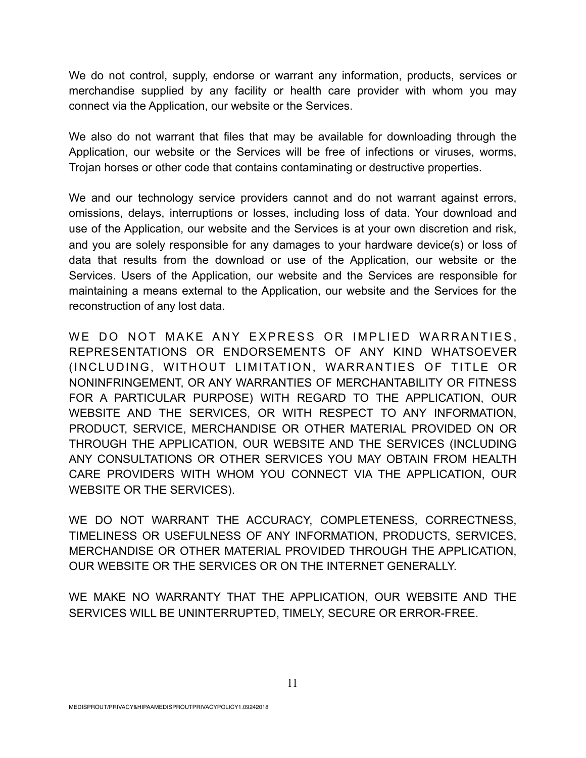We do not control, supply, endorse or warrant any information, products, services or merchandise supplied by any facility or health care provider with whom you may connect via the Application, our website or the Services.

We also do not warrant that files that may be available for downloading through the Application, our website or the Services will be free of infections or viruses, worms, Trojan horses or other code that contains contaminating or destructive properties.

We and our technology service providers cannot and do not warrant against errors, omissions, delays, interruptions or losses, including loss of data. Your download and use of the Application, our website and the Services is at your own discretion and risk, and you are solely responsible for any damages to your hardware device(s) or loss of data that results from the download or use of the Application, our website or the Services. Users of the Application, our website and the Services are responsible for maintaining a means external to the Application, our website and the Services for the reconstruction of any lost data.

WE DO NOT MAKE ANY EXPRESS OR IMPLIED WARRANTIES, REPRESENTATIONS OR ENDORSEMENTS OF ANY KIND WHATSOEVER (INCLUDING, WITHOUT LIMITATION, WARRANTIES OF TITLE OR NONINFRINGEMENT, OR ANY WARRANTIES OF MERCHANTABILITY OR FITNESS FOR A PARTICULAR PURPOSE) WITH REGARD TO THE APPLICATION, OUR WEBSITE AND THE SERVICES, OR WITH RESPECT TO ANY INFORMATION, PRODUCT, SERVICE, MERCHANDISE OR OTHER MATERIAL PROVIDED ON OR THROUGH THE APPLICATION, OUR WEBSITE AND THE SERVICES (INCLUDING ANY CONSULTATIONS OR OTHER SERVICES YOU MAY OBTAIN FROM HEALTH CARE PROVIDERS WITH WHOM YOU CONNECT VIA THE APPLICATION, OUR WEBSITE OR THE SERVICES).

WE DO NOT WARRANT THE ACCURACY, COMPLETENESS, CORRECTNESS, TIMELINESS OR USEFULNESS OF ANY INFORMATION, PRODUCTS, SERVICES, MERCHANDISE OR OTHER MATERIAL PROVIDED THROUGH THE APPLICATION, OUR WEBSITE OR THE SERVICES OR ON THE INTERNET GENERALLY.

WE MAKE NO WARRANTY THAT THE APPLICATION, OUR WEBSITE AND THE SERVICES WILL BE UNINTERRUPTED, TIMELY, SECURE OR ERROR-FREE.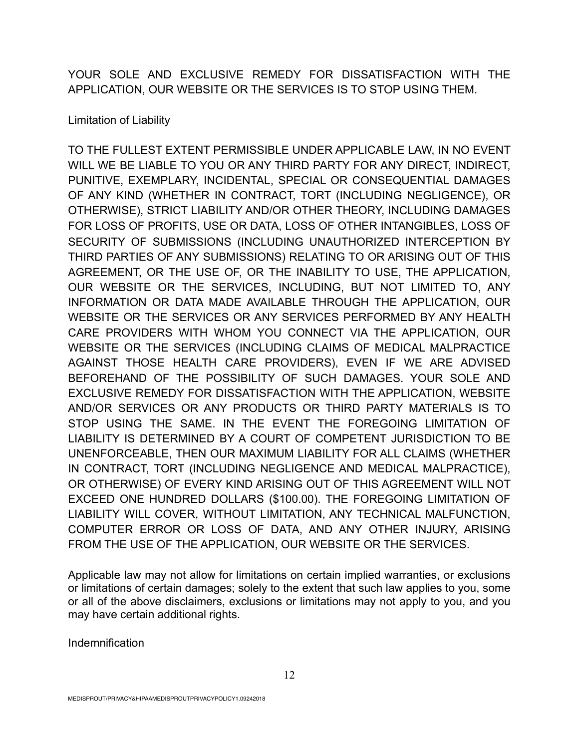YOUR SOLE AND EXCLUSIVE REMEDY FOR DISSATISFACTION WITH THE APPLICATION, OUR WEBSITE OR THE SERVICES IS TO STOP USING THEM.

## Limitation of Liability

TO THE FULLEST EXTENT PERMISSIBLE UNDER APPLICABLE LAW, IN NO EVENT WILL WE BE LIABLE TO YOU OR ANY THIRD PARTY FOR ANY DIRECT, INDIRECT, PUNITIVE, EXEMPLARY, INCIDENTAL, SPECIAL OR CONSEQUENTIAL DAMAGES OF ANY KIND (WHETHER IN CONTRACT, TORT (INCLUDING NEGLIGENCE), OR OTHERWISE), STRICT LIABILITY AND/OR OTHER THEORY, INCLUDING DAMAGES FOR LOSS OF PROFITS, USE OR DATA, LOSS OF OTHER INTANGIBLES, LOSS OF SECURITY OF SUBMISSIONS (INCLUDING UNAUTHORIZED INTERCEPTION BY THIRD PARTIES OF ANY SUBMISSIONS) RELATING TO OR ARISING OUT OF THIS AGREEMENT, OR THE USE OF, OR THE INABILITY TO USE, THE APPLICATION, OUR WEBSITE OR THE SERVICES, INCLUDING, BUT NOT LIMITED TO, ANY INFORMATION OR DATA MADE AVAILABLE THROUGH THE APPLICATION, OUR WEBSITE OR THE SERVICES OR ANY SERVICES PERFORMED BY ANY HEALTH CARE PROVIDERS WITH WHOM YOU CONNECT VIA THE APPLICATION, OUR WEBSITE OR THE SERVICES (INCLUDING CLAIMS OF MEDICAL MALPRACTICE AGAINST THOSE HEALTH CARE PROVIDERS), EVEN IF WE ARE ADVISED BEFOREHAND OF THE POSSIBILITY OF SUCH DAMAGES. YOUR SOLE AND EXCLUSIVE REMEDY FOR DISSATISFACTION WITH THE APPLICATION, WEBSITE AND/OR SERVICES OR ANY PRODUCTS OR THIRD PARTY MATERIALS IS TO STOP USING THE SAME. IN THE EVENT THE FOREGOING LIMITATION OF LIABILITY IS DETERMINED BY A COURT OF COMPETENT JURISDICTION TO BE UNENFORCEABLE, THEN OUR MAXIMUM LIABILITY FOR ALL CLAIMS (WHETHER IN CONTRACT, TORT (INCLUDING NEGLIGENCE AND MEDICAL MALPRACTICE), OR OTHERWISE) OF EVERY KIND ARISING OUT OF THIS AGREEMENT WILL NOT EXCEED ONE HUNDRED DOLLARS ($100.00). THE FOREGOING LIMITATION OF LIABILITY WILL COVER, WITHOUT LIMITATION, ANY TECHNICAL MALFUNCTION, COMPUTER ERROR OR LOSS OF DATA, AND ANY OTHER INJURY, ARISING FROM THE USE OF THE APPLICATION, OUR WEBSITE OR THE SERVICES.

Applicable law may not allow for limitations on certain implied warranties, or exclusions or limitations of certain damages; solely to the extent that such law applies to you, some or all of the above disclaimers, exclusions or limitations may not apply to you, and you may have certain additional rights.

## Indemnification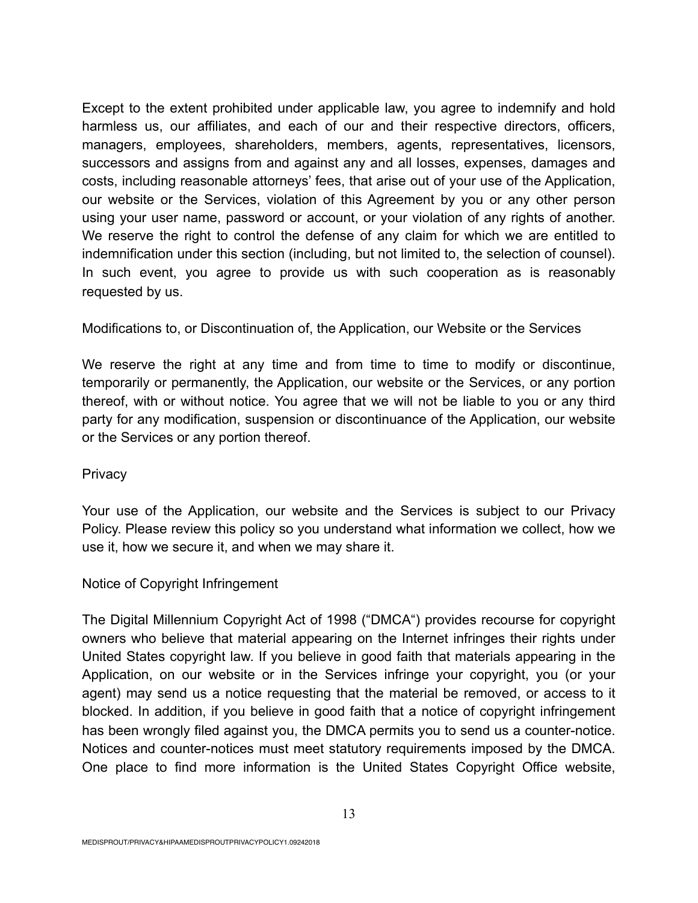Except to the extent prohibited under applicable law, you agree to indemnify and hold harmless us, our affiliates, and each of our and their respective directors, officers, managers, employees, shareholders, members, agents, representatives, licensors, successors and assigns from and against any and all losses, expenses, damages and costs, including reasonable attorneys' fees, that arise out of your use of the Application, our website or the Services, violation of this Agreement by you or any other person using your user name, password or account, or your violation of any rights of another. We reserve the right to control the defense of any claim for which we are entitled to indemnification under this section (including, but not limited to, the selection of counsel). In such event, you agree to provide us with such cooperation as is reasonably requested by us.

## Modifications to, or Discontinuation of, the Application, our Website or the Services

We reserve the right at any time and from time to time to modify or discontinue, temporarily or permanently, the Application, our website or the Services, or any portion thereof, with or without notice. You agree that we will not be liable to you or any third party for any modification, suspension or discontinuance of the Application, our website or the Services or any portion thereof.

## Privacy

Your use of the Application, our website and the Services is subject to our Privacy Policy. Please review this policy so you understand what information we collect, how we use it, how we secure it, and when we may share it.

## Notice of Copyright Infringement

The Digital Millennium Copyright Act of 1998 ("DMCA") provides recourse for copyright owners who believe that material appearing on the Internet infringes their rights under United States copyright law. If you believe in good faith that materials appearing in the Application, on our website or in the Services infringe your copyright, you (or your agent) may send us a notice requesting that the material be removed, or access to it blocked. In addition, if you believe in good faith that a notice of copyright infringement has been wrongly filed against you, the DMCA permits you to send us a counter-notice. Notices and counter-notices must meet statutory requirements imposed by the DMCA. One place to find more information is the United States Copyright Office website,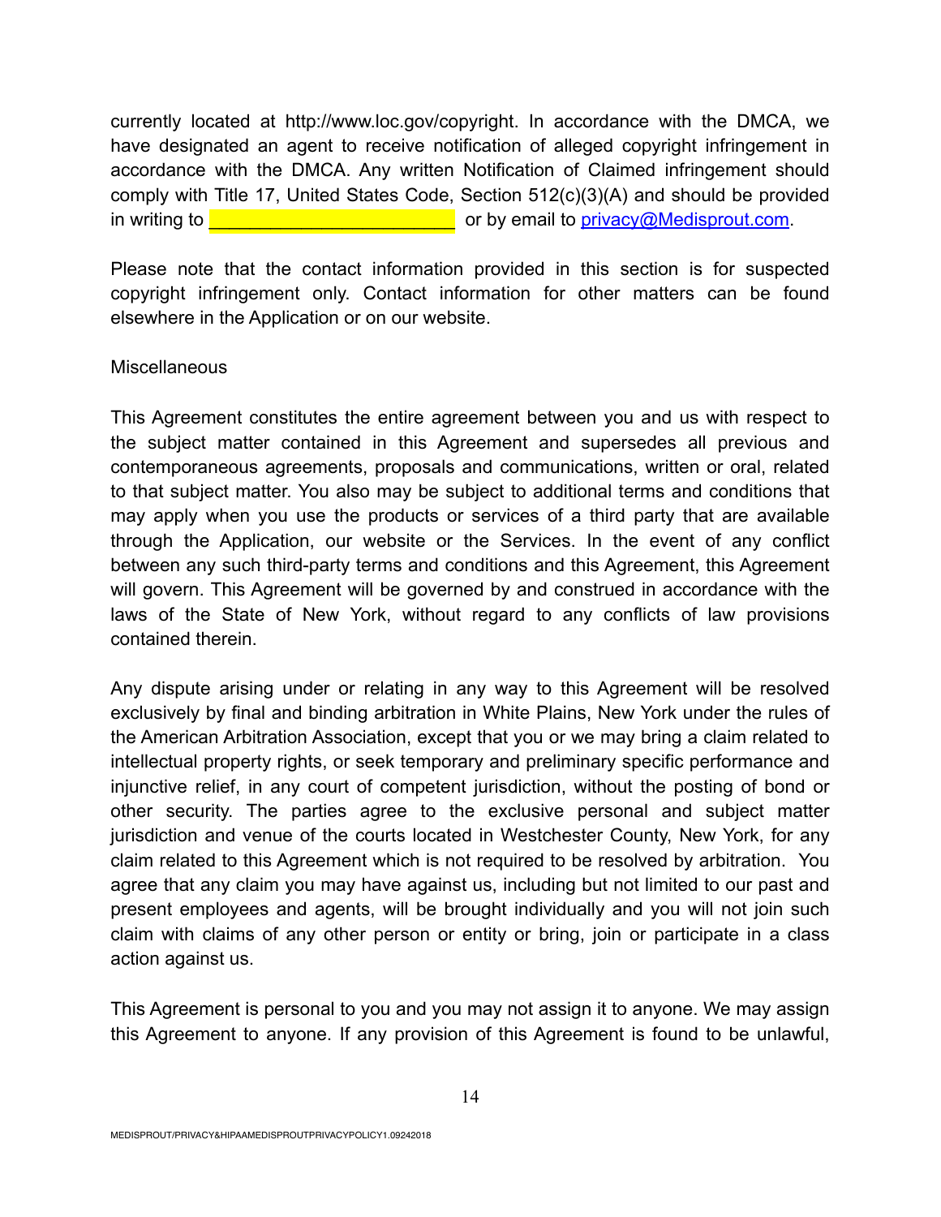currently located at http://www.loc.gov/copyright. In accordance with the DMCA, we have designated an agent to receive notification of alleged copyright infringement in accordance with the DMCA. Any written Notification of Claimed infringement should comply with Title 17, United States Code, Section 512(c)(3)(A) and should be provided in writing to ________________________ or by email to privacy@Medisprout.com.

Please note that the contact information provided in this section is for suspected copyright infringement only. Contact information for other matters can be found elsewhere in the Application or on our website.

Miscellaneous

This Agreement constitutes the entire agreement between you and us with respect to the subject matter contained in this Agreement and supersedes all previous and contemporaneous agreements, proposals and communications, written or oral, related to that subject matter. You also may be subject to additional terms and conditions that may apply when you use the products or services of a third party that are available through the Application, our website or the Services. In the event of any conflict between any such third-party terms and conditions and this Agreement, this Agreement will govern. This Agreement will be governed by and construed in accordance with the laws of the State of New York, without regard to any conflicts of law provisions contained therein.

Any dispute arising under or relating in any way to this Agreement will be resolved exclusively by final and binding arbitration in White Plains, New York under the rules of the American Arbitration Association, except that you or we may bring a claim related to intellectual property rights, or seek temporary and preliminary specific performance and injunctive relief, in any court of competent jurisdiction, without the posting of bond or other security. The parties agree to the exclusive personal and subject matter jurisdiction and venue of the courts located in Westchester County, New York, for any claim related to this Agreement which is not required to be resolved by arbitration. You agree that any claim you may have against us, including but not limited to our past and present employees and agents, will be brought individually and you will not join such claim with claims of any other person or entity or bring, join or participate in a class action against us.

This Agreement is personal to you and you may not assign it to anyone. We may assign this Agreement to anyone. If any provision of this Agreement is found to be unlawful,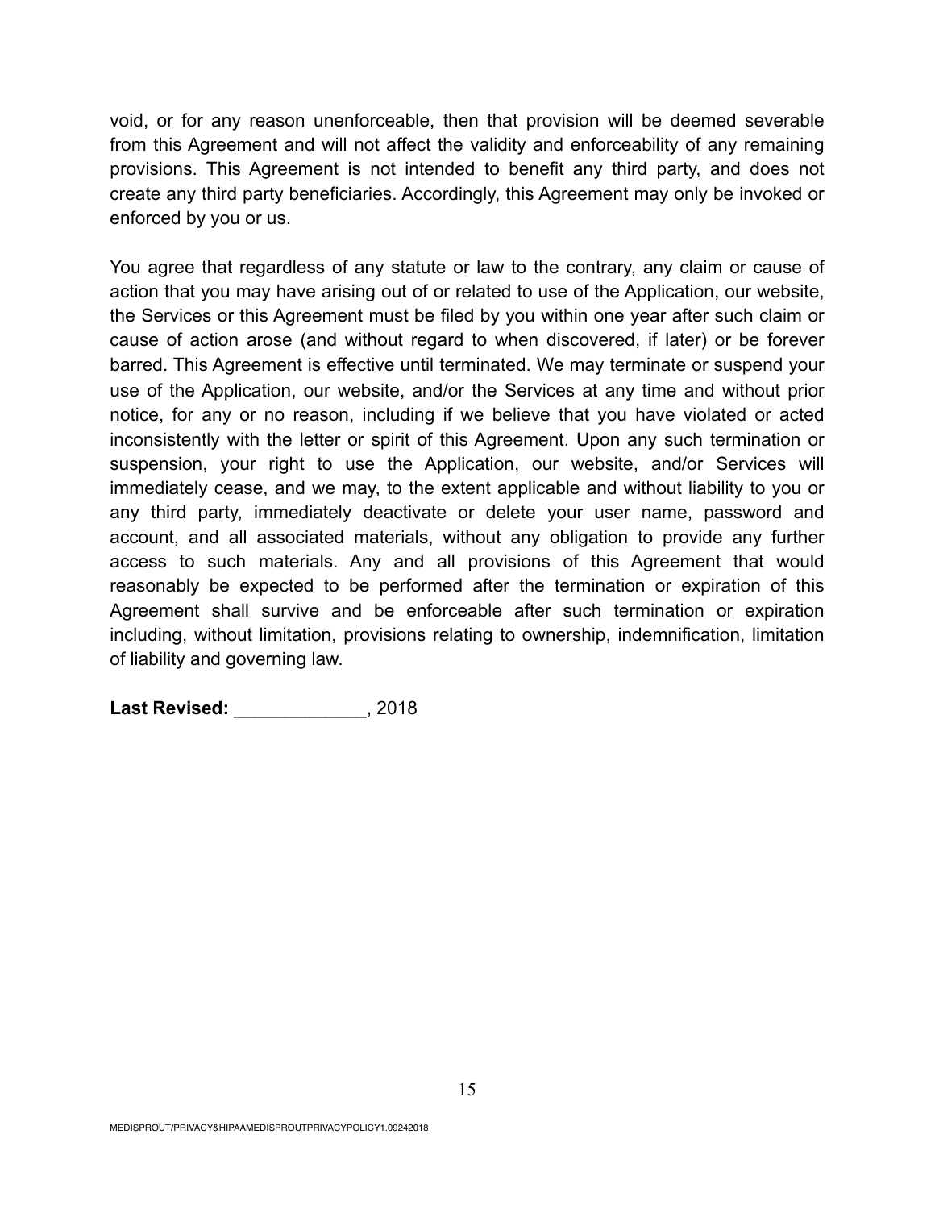void, or for any reason unenforceable, then that provision will be deemed severable from this Agreement and will not affect the validity and enforceability of any remaining provisions. This Agreement is not intended to benefit any third party, and does not create any third party beneficiaries. Accordingly, this Agreement may only be invoked or enforced by you or us.

You agree that regardless of any statute or law to the contrary, any claim or cause of action that you may have arising out of or related to use of the Application, our website, the Services or this Agreement must be filed by you within one year after such claim or cause of action arose (and without regard to when discovered, if later) or be forever barred. This Agreement is effective until terminated. We may terminate or suspend your use of the Application, our website, and/or the Services at any time and without prior notice, for any or no reason, including if we believe that you have violated or acted inconsistently with the letter or spirit of this Agreement. Upon any such termination or suspension, your right to use the Application, our website, and/or Services will immediately cease, and we may, to the extent applicable and without liability to you or any third party, immediately deactivate or delete your user name, password and account, and all associated materials, without any obligation to provide any further access to such materials. Any and all provisions of this Agreement that would reasonably be expected to be performed after the termination or expiration of this Agreement shall survive and be enforceable after such termination or expiration including, without limitation, provisions relating to ownership, indemnification, limitation of liability and governing law.

**Last Revised:** _____________, 2018